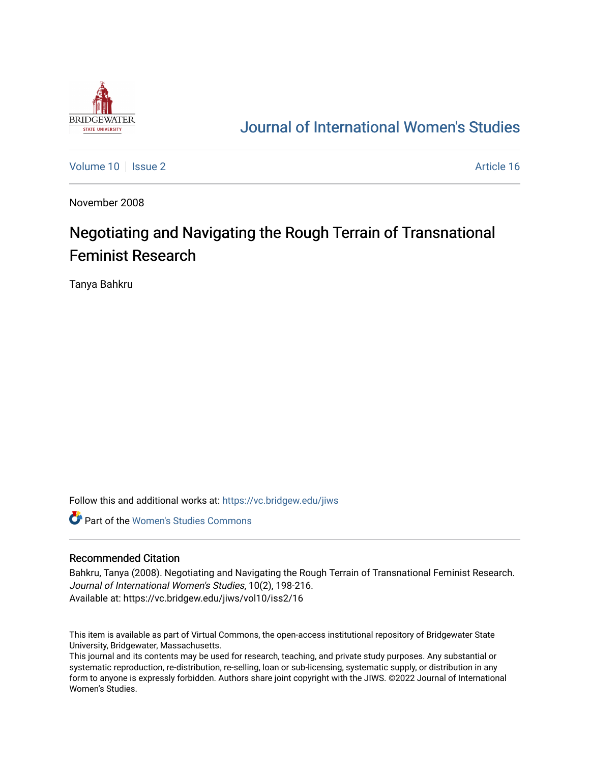Journal of International Women's Studies

Volume 10 | Issue 2 | Article 16

November 2008

# Negotiating and Navigating the Rough Terrain of Transnational Feminist Research

Tanya Bahkru

Follow this and additional works at: https://vc.bridgew.edu/jiws

Part of the Women's Studies Commons

## Recommended Citation

Bahkru, Tanya (2008). Negotiating and Navigating the Rough Terrain of Transnational Feminist Research. *Journal of International Women's Studies*, 10(2), 198-216.
Available at: https://vc.bridgew.edu/jiws/vol10/iss2/16

This item is available as part of Virtual Commons, the open-access institutional repository of Bridgewater State University, Bridgewater, Massachusetts.
This journal and its contents may be used for research, teaching, and private study purposes. Any substantial or systematic reproduction, re-distribution, re-selling, loan or sub-licensing, systematic supply, or distribution in any form to anyone is expressly forbidden. Authors share joint copyright with the JIWS. ©2022 Journal of International Women's Studies.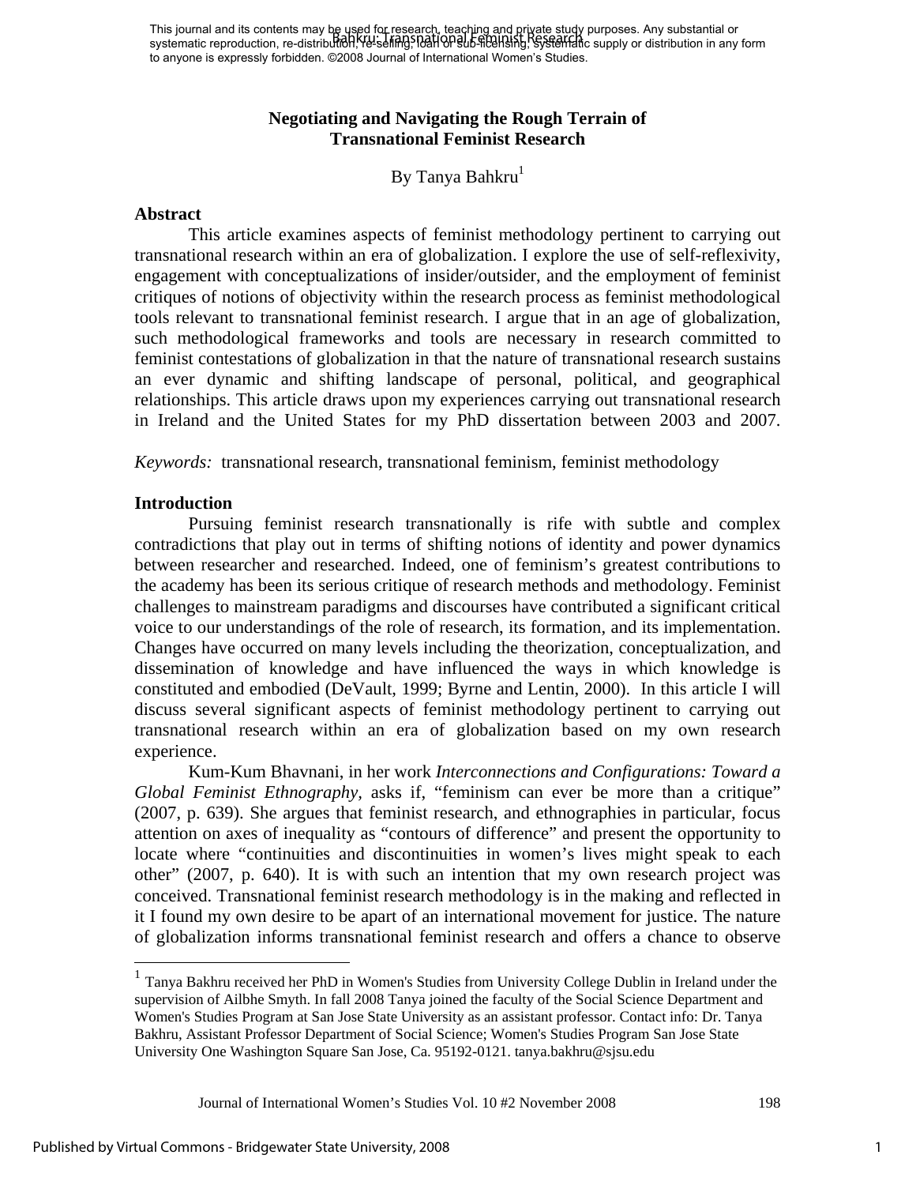This journal and its contents may be used for research, teaching and private study purposes. Any substantial or systematic reproduction, re-distribution, re-selling, loan or sub-licensing, systematic supply or distribution in any form to anyone is expressly forbidden. ©2008 Journal of International Women's Studies.

# Negotiating and Navigating the Rough Terrain of Transnational Feminist Research

By Tanya Bahkru[1]

## Abstract

This article examines aspects of feminist methodology pertinent to carrying out transnational research within an era of globalization. I explore the use of self-reflexivity, engagement with conceptualizations of insider/outsider, and the employment of feminist critiques of notions of objectivity within the research process as feminist methodological tools relevant to transnational feminist research. I argue that in an age of globalization, such methodological frameworks and tools are necessary in research committed to feminist contestations of globalization in that the nature of transnational research sustains an ever dynamic and shifting landscape of personal, political, and geographical relationships. This article draws upon my experiences carrying out transnational research in Ireland and the United States for my PhD dissertation between 2003 and 2007.

*Keywords:* transnational research, transnational feminism, feminist methodology

## Introduction

Pursuing feminist research transnationally is rife with subtle and complex contradictions that play out in terms of shifting notions of identity and power dynamics between researcher and researched. Indeed, one of feminism's greatest contributions to the academy has been its serious critique of research methods and methodology. Feminist challenges to mainstream paradigms and discourses have contributed a significant critical voice to our understandings of the role of research, its formation, and its implementation. Changes have occurred on many levels including the theorization, conceptualization, and dissemination of knowledge and have influenced the ways in which knowledge is constituted and embodied (DeVault, 1999; Byrne and Lentin, 2000). In this article I will discuss several significant aspects of feminist methodology pertinent to carrying out transnational research within an era of globalization based on my own research experience.

Kum-Kum Bhavnani, in her work *Interconnections and Configurations: Toward a Global Feminist Ethnography,* asks if, "feminism can ever be more than a critique" (2007, p. 639). She argues that feminist research, and ethnographies in particular, focus attention on axes of inequality as "contours of difference" and present the opportunity to locate where "continuities and discontinuities in women's lives might speak to each other" (2007, p. 640). It is with such an intention that my own research project was conceived. Transnational feminist research methodology is in the making and reflected in it I found my own desire to be apart of an international movement for justice. The nature of globalization informs transnational feminist research and offers a chance to observe

---

[1] Tanya Bakhru received her PhD in Women's Studies from University College Dublin in Ireland under the supervision of Ailbhe Smyth. In fall 2008 Tanya joined the faculty of the Social Science Department and Women's Studies Program at San Jose State University as an assistant professor. Contact info: Dr. Tanya Bakhru, Assistant Professor Department of Social Science; Women's Studies Program San Jose State University One Washington Square San Jose, Ca. 95192-0121. tanya.bakhru@sjsu.edu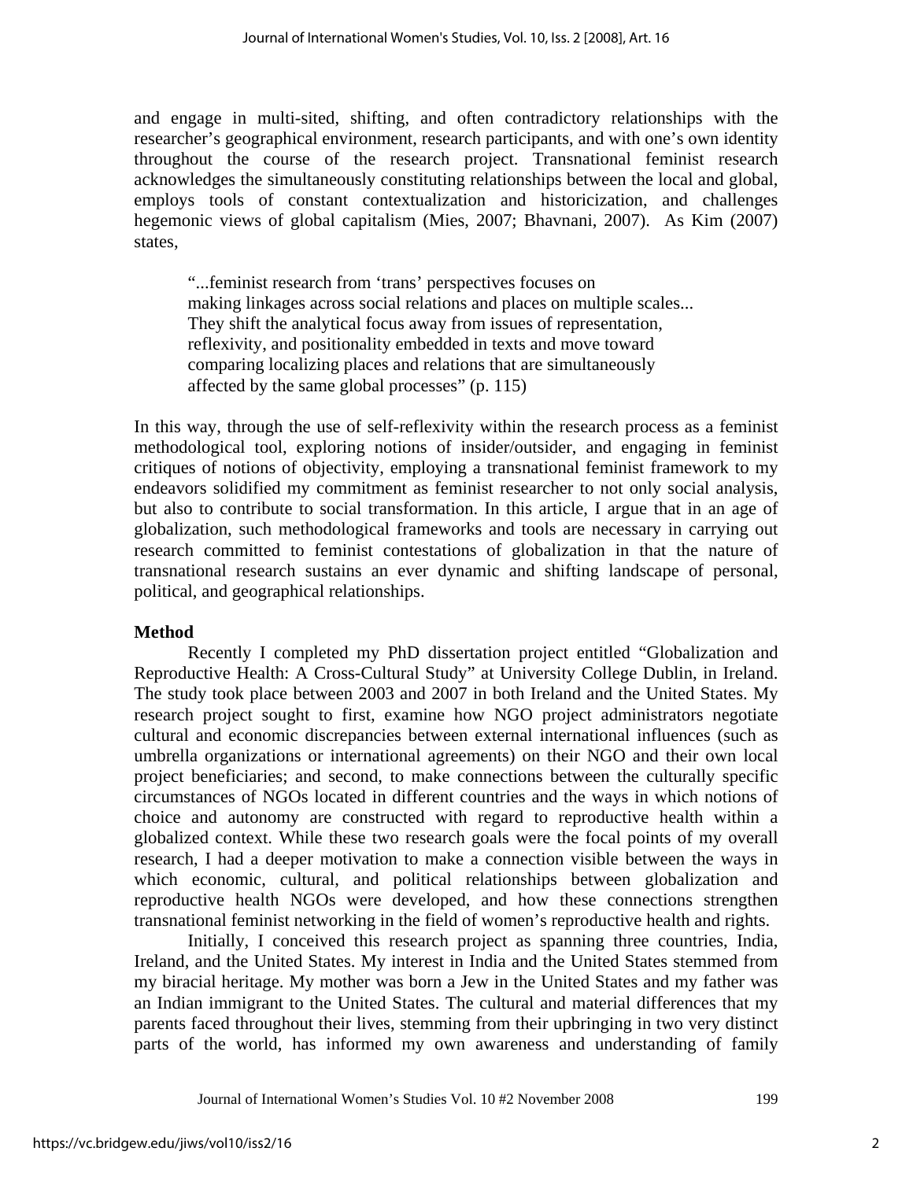and engage in multi-sited, shifting, and often contradictory relationships with the researcher's geographical environment, research participants, and with one's own identity throughout the course of the research project. Transnational feminist research acknowledges the simultaneously constituting relationships between the local and global, employs tools of constant contextualization and historicization, and challenges hegemonic views of global capitalism (Mies, 2007; Bhavnani, 2007). As Kim (2007) states,

> "...feminist research from 'trans' perspectives focuses on making linkages across social relations and places on multiple scales... They shift the analytical focus away from issues of representation, reflexivity, and positionality embedded in texts and move toward comparing localizing places and relations that are simultaneously affected by the same global processes" (p. 115)

In this way, through the use of self-reflexivity within the research process as a feminist methodological tool, exploring notions of insider/outsider, and engaging in feminist critiques of notions of objectivity, employing a transnational feminist framework to my endeavors solidified my commitment as feminist researcher to not only social analysis, but also to contribute to social transformation. In this article, I argue that in an age of globalization, such methodological frameworks and tools are necessary in carrying out research committed to feminist contestations of globalization in that the nature of transnational research sustains an ever dynamic and shifting landscape of personal, political, and geographical relationships.

## Method

Recently I completed my PhD dissertation project entitled "Globalization and Reproductive Health: A Cross-Cultural Study" at University College Dublin, in Ireland. The study took place between 2003 and 2007 in both Ireland and the United States. My research project sought to first, examine how NGO project administrators negotiate cultural and economic discrepancies between external international influences (such as umbrella organizations or international agreements) on their NGO and their own local project beneficiaries; and second, to make connections between the culturally specific circumstances of NGOs located in different countries and the ways in which notions of choice and autonomy are constructed with regard to reproductive health within a globalized context. While these two research goals were the focal points of my overall research, I had a deeper motivation to make a connection visible between the ways in which economic, cultural, and political relationships between globalization and reproductive health NGOs were developed, and how these connections strengthen transnational feminist networking in the field of women's reproductive health and rights.

Initially, I conceived this research project as spanning three countries, India, Ireland, and the United States. My interest in India and the United States stemmed from my biracial heritage. My mother was born a Jew in the United States and my father was an Indian immigrant to the United States. The cultural and material differences that my parents faced throughout their lives, stemming from their upbringing in two very distinct parts of the world, has informed my own awareness and understanding of family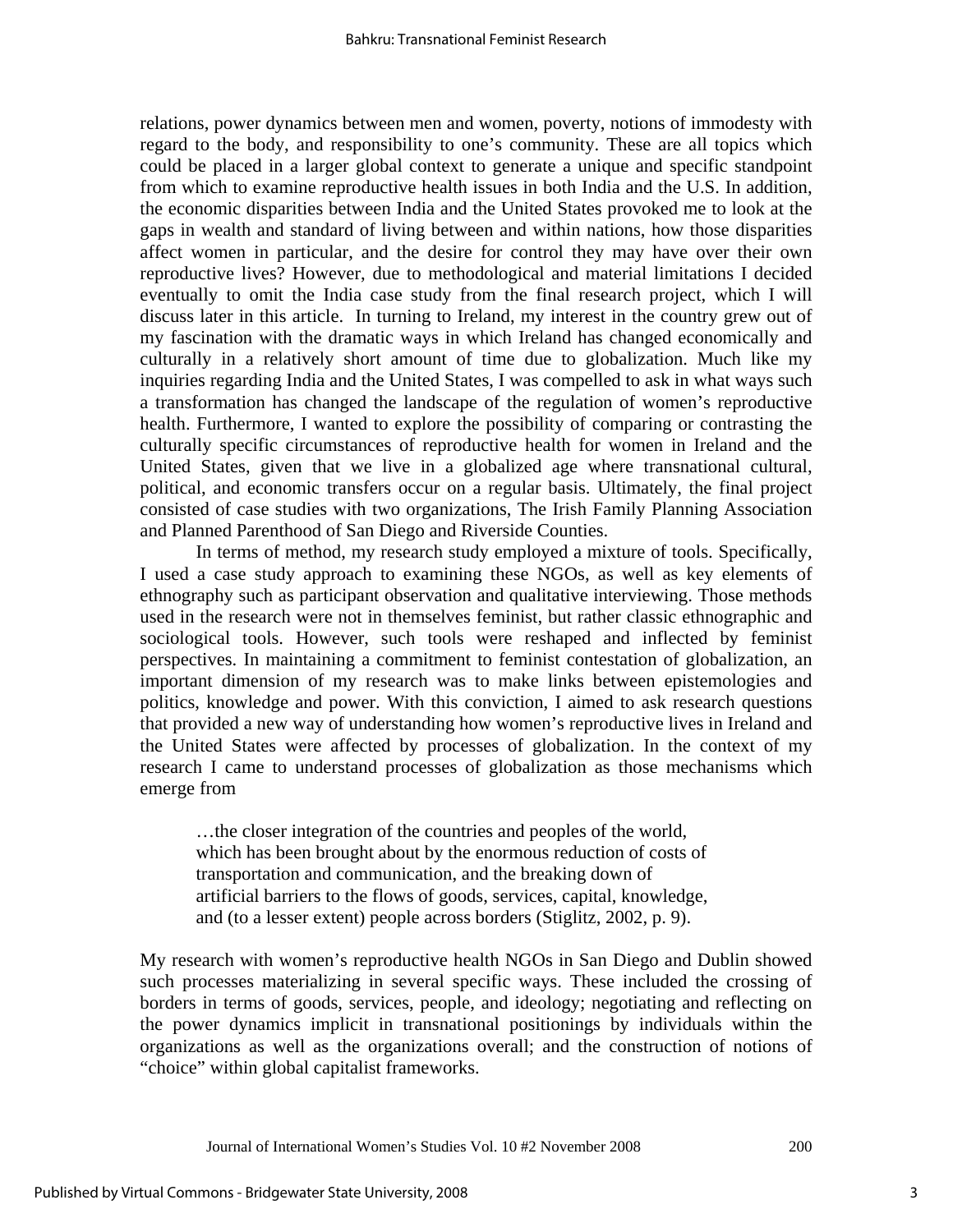relations, power dynamics between men and women, poverty, notions of immodesty with regard to the body, and responsibility to one's community. These are all topics which could be placed in a larger global context to generate a unique and specific standpoint from which to examine reproductive health issues in both India and the U.S. In addition, the economic disparities between India and the United States provoked me to look at the gaps in wealth and standard of living between and within nations, how those disparities affect women in particular, and the desire for control they may have over their own reproductive lives? However, due to methodological and material limitations I decided eventually to omit the India case study from the final research project, which I will discuss later in this article. In turning to Ireland, my interest in the country grew out of my fascination with the dramatic ways in which Ireland has changed economically and culturally in a relatively short amount of time due to globalization. Much like my inquiries regarding India and the United States, I was compelled to ask in what ways such a transformation has changed the landscape of the regulation of women's reproductive health. Furthermore, I wanted to explore the possibility of comparing or contrasting the culturally specific circumstances of reproductive health for women in Ireland and the United States, given that we live in a globalized age where transnational cultural, political, and economic transfers occur on a regular basis. Ultimately, the final project consisted of case studies with two organizations, The Irish Family Planning Association and Planned Parenthood of San Diego and Riverside Counties.

In terms of method, my research study employed a mixture of tools. Specifically, I used a case study approach to examining these NGOs, as well as key elements of ethnography such as participant observation and qualitative interviewing. Those methods used in the research were not in themselves feminist, but rather classic ethnographic and sociological tools. However, such tools were reshaped and inflected by feminist perspectives. In maintaining a commitment to feminist contestation of globalization, an important dimension of my research was to make links between epistemologies and politics, knowledge and power. With this conviction, I aimed to ask research questions that provided a new way of understanding how women's reproductive lives in Ireland and the United States were affected by processes of globalization. In the context of my research I came to understand processes of globalization as those mechanisms which emerge from

> …the closer integration of the countries and peoples of the world, which has been brought about by the enormous reduction of costs of transportation and communication, and the breaking down of artificial barriers to the flows of goods, services, capital, knowledge, and (to a lesser extent) people across borders (Stiglitz, 2002, p. 9).

My research with women's reproductive health NGOs in San Diego and Dublin showed such processes materializing in several specific ways. These included the crossing of borders in terms of goods, services, people, and ideology; negotiating and reflecting on the power dynamics implicit in transnational positionings by individuals within the organizations as well as the organizations overall; and the construction of notions of "choice" within global capitalist frameworks.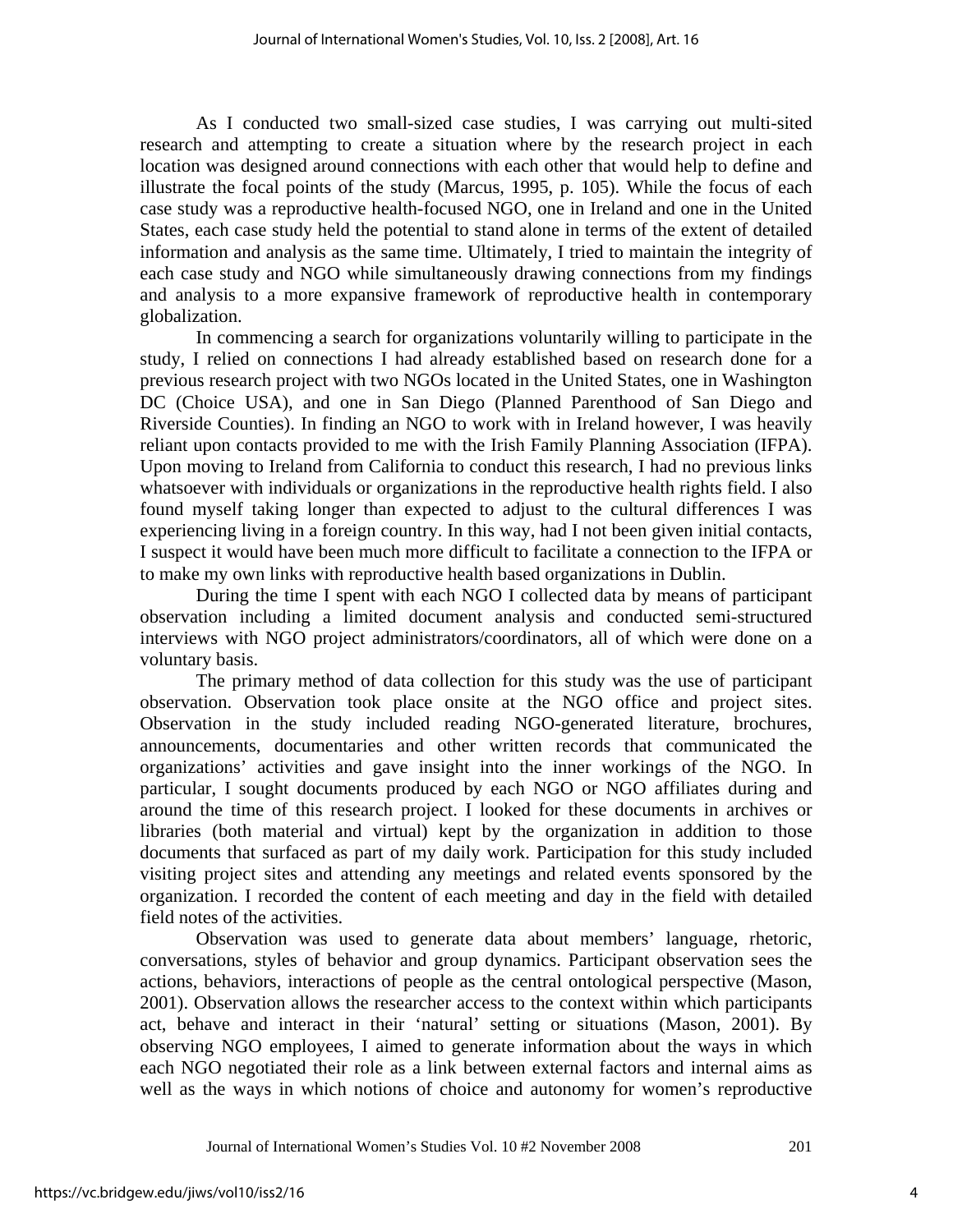As I conducted two small-sized case studies, I was carrying out multi-sited research and attempting to create a situation where by the research project in each location was designed around connections with each other that would help to define and illustrate the focal points of the study (Marcus, 1995, p. 105). While the focus of each case study was a reproductive health-focused NGO, one in Ireland and one in the United States, each case study held the potential to stand alone in terms of the extent of detailed information and analysis as the same time. Ultimately, I tried to maintain the integrity of each case study and NGO while simultaneously drawing connections from my findings and analysis to a more expansive framework of reproductive health in contemporary globalization.

In commencing a search for organizations voluntarily willing to participate in the study, I relied on connections I had already established based on research done for a previous research project with two NGOs located in the United States, one in Washington DC (Choice USA), and one in San Diego (Planned Parenthood of San Diego and Riverside Counties). In finding an NGO to work with in Ireland however, I was heavily reliant upon contacts provided to me with the Irish Family Planning Association (IFPA). Upon moving to Ireland from California to conduct this research, I had no previous links whatsoever with individuals or organizations in the reproductive health rights field. I also found myself taking longer than expected to adjust to the cultural differences I was experiencing living in a foreign country. In this way, had I not been given initial contacts, I suspect it would have been much more difficult to facilitate a connection to the IFPA or to make my own links with reproductive health based organizations in Dublin.

During the time I spent with each NGO I collected data by means of participant observation including a limited document analysis and conducted semi-structured interviews with NGO project administrators/coordinators, all of which were done on a voluntary basis.

The primary method of data collection for this study was the use of participant observation. Observation took place onsite at the NGO office and project sites. Observation in the study included reading NGO-generated literature, brochures, announcements, documentaries and other written records that communicated the organizations' activities and gave insight into the inner workings of the NGO. In particular, I sought documents produced by each NGO or NGO affiliates during and around the time of this research project. I looked for these documents in archives or libraries (both material and virtual) kept by the organization in addition to those documents that surfaced as part of my daily work. Participation for this study included visiting project sites and attending any meetings and related events sponsored by the organization. I recorded the content of each meeting and day in the field with detailed field notes of the activities.

Observation was used to generate data about members' language, rhetoric, conversations, styles of behavior and group dynamics. Participant observation sees the actions, behaviors, interactions of people as the central ontological perspective (Mason, 2001). Observation allows the researcher access to the context within which participants act, behave and interact in their 'natural' setting or situations (Mason, 2001). By observing NGO employees, I aimed to generate information about the ways in which each NGO negotiated their role as a link between external factors and internal aims as well as the ways in which notions of choice and autonomy for women's reproductive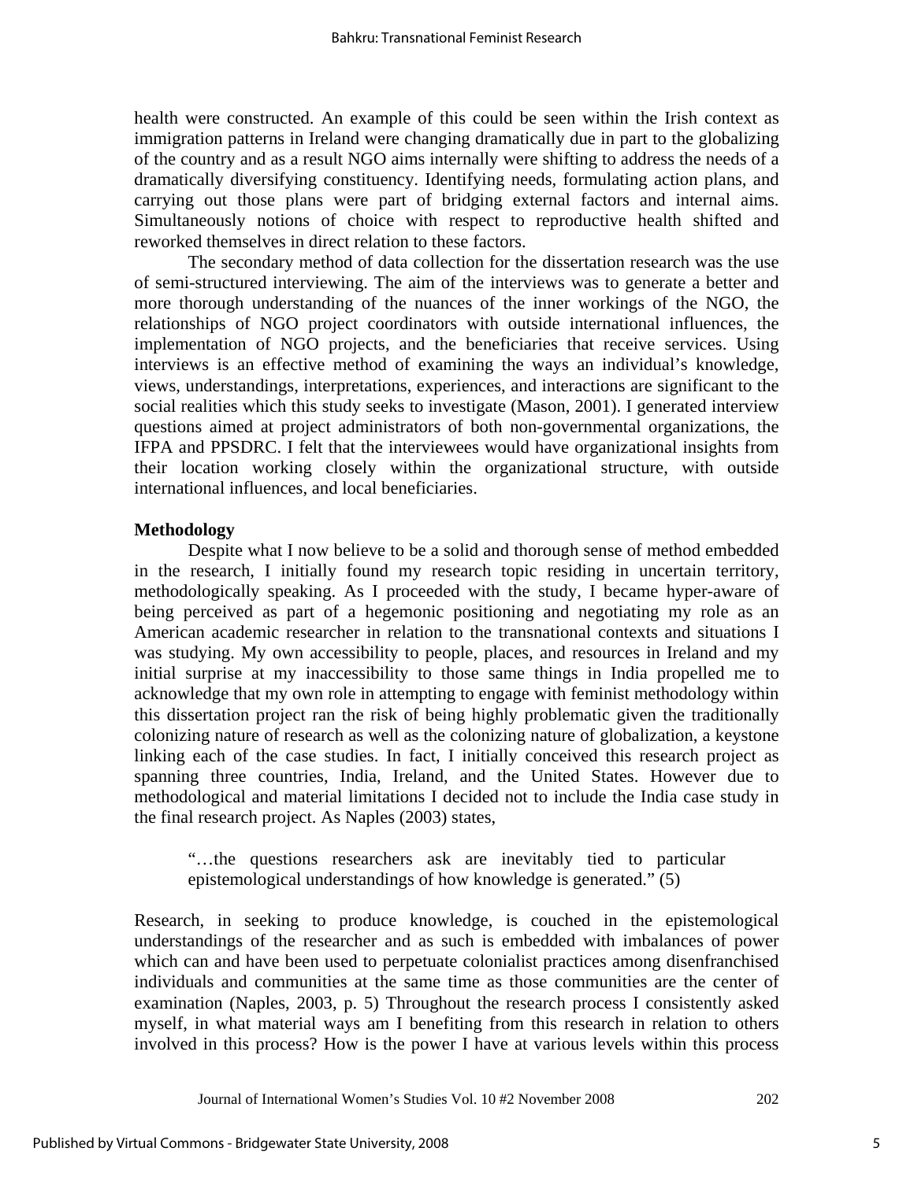health were constructed. An example of this could be seen within the Irish context as immigration patterns in Ireland were changing dramatically due in part to the globalizing of the country and as a result NGO aims internally were shifting to address the needs of a dramatically diversifying constituency. Identifying needs, formulating action plans, and carrying out those plans were part of bridging external factors and internal aims. Simultaneously notions of choice with respect to reproductive health shifted and reworked themselves in direct relation to these factors.

The secondary method of data collection for the dissertation research was the use of semi-structured interviewing. The aim of the interviews was to generate a better and more thorough understanding of the nuances of the inner workings of the NGO, the relationships of NGO project coordinators with outside international influences, the implementation of NGO projects, and the beneficiaries that receive services. Using interviews is an effective method of examining the ways an individual's knowledge, views, understandings, interpretations, experiences, and interactions are significant to the social realities which this study seeks to investigate (Mason, 2001). I generated interview questions aimed at project administrators of both non-governmental organizations, the IFPA and PPSDRC. I felt that the interviewees would have organizational insights from their location working closely within the organizational structure, with outside international influences, and local beneficiaries.

**Methodology**

Despite what I now believe to be a solid and thorough sense of method embedded in the research, I initially found my research topic residing in uncertain territory, methodologically speaking. As I proceeded with the study, I became hyper-aware of being perceived as part of a hegemonic positioning and negotiating my role as an American academic researcher in relation to the transnational contexts and situations I was studying. My own accessibility to people, places, and resources in Ireland and my initial surprise at my inaccessibility to those same things in India propelled me to acknowledge that my own role in attempting to engage with feminist methodology within this dissertation project ran the risk of being highly problematic given the traditionally colonizing nature of research as well as the colonizing nature of globalization, a keystone linking each of the case studies. In fact, I initially conceived this research project as spanning three countries, India, Ireland, and the United States. However due to methodological and material limitations I decided not to include the India case study in the final research project. As Naples (2003) states,

> "…the questions researchers ask are inevitably tied to particular epistemological understandings of how knowledge is generated." (5)

Research, in seeking to produce knowledge, is couched in the epistemological understandings of the researcher and as such is embedded with imbalances of power which can and have been used to perpetuate colonialist practices among disenfranchised individuals and communities at the same time as those communities are the center of examination (Naples, 2003, p. 5) Throughout the research process I consistently asked myself, in what material ways am I benefiting from this research in relation to others involved in this process? How is the power I have at various levels within this process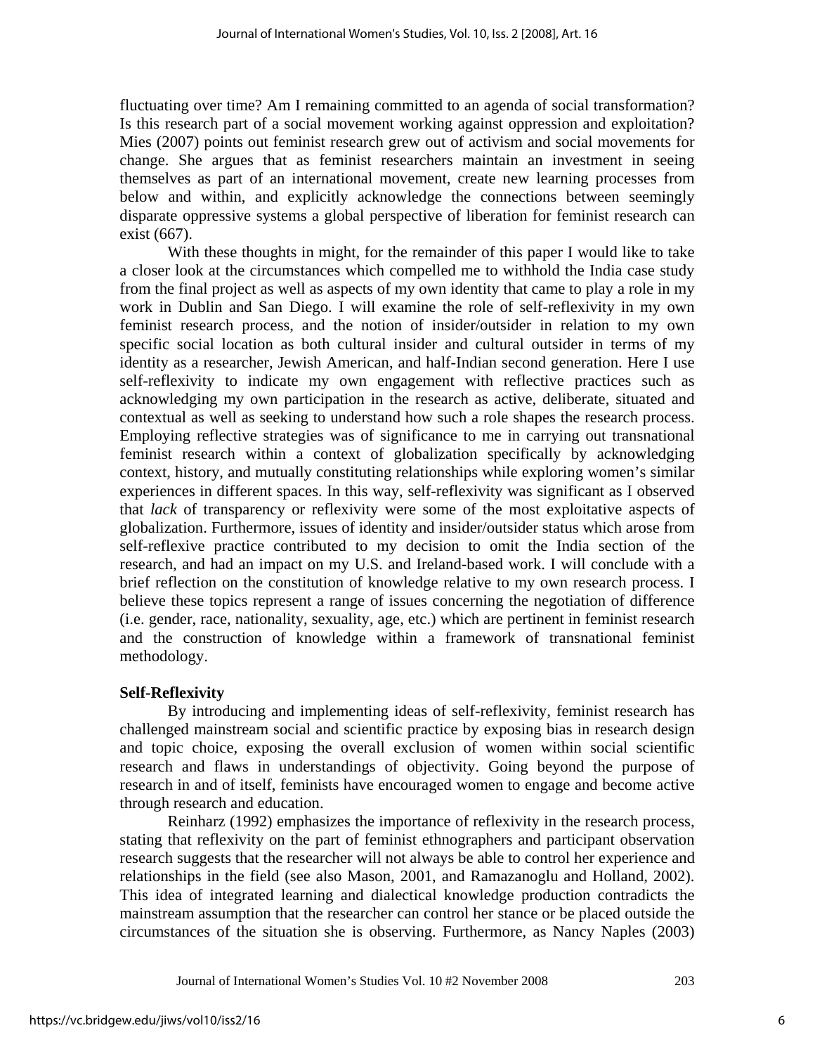fluctuating over time? Am I remaining committed to an agenda of social transformation? Is this research part of a social movement working against oppression and exploitation? Mies (2007) points out feminist research grew out of activism and social movements for change. She argues that as feminist researchers maintain an investment in seeing themselves as part of an international movement, create new learning processes from below and within, and explicitly acknowledge the connections between seemingly disparate oppressive systems a global perspective of liberation for feminist research can exist (667).

With these thoughts in might, for the remainder of this paper I would like to take a closer look at the circumstances which compelled me to withhold the India case study from the final project as well as aspects of my own identity that came to play a role in my work in Dublin and San Diego. I will examine the role of self-reflexivity in my own feminist research process, and the notion of insider/outsider in relation to my own specific social location as both cultural insider and cultural outsider in terms of my identity as a researcher, Jewish American, and half-Indian second generation. Here I use self-reflexivity to indicate my own engagement with reflective practices such as acknowledging my own participation in the research as active, deliberate, situated and contextual as well as seeking to understand how such a role shapes the research process. Employing reflective strategies was of significance to me in carrying out transnational feminist research within a context of globalization specifically by acknowledging context, history, and mutually constituting relationships while exploring women's similar experiences in different spaces. In this way, self-reflexivity was significant as I observed that *lack* of transparency or reflexivity were some of the most exploitative aspects of globalization. Furthermore, issues of identity and insider/outsider status which arose from self-reflexive practice contributed to my decision to omit the India section of the research, and had an impact on my U.S. and Ireland-based work. I will conclude with a brief reflection on the constitution of knowledge relative to my own research process. I believe these topics represent a range of issues concerning the negotiation of difference (i.e. gender, race, nationality, sexuality, age, etc.) which are pertinent in feminist research and the construction of knowledge within a framework of transnational feminist methodology.

**Self-Reflexivity**

By introducing and implementing ideas of self-reflexivity, feminist research has challenged mainstream social and scientific practice by exposing bias in research design and topic choice, exposing the overall exclusion of women within social scientific research and flaws in understandings of objectivity. Going beyond the purpose of research in and of itself, feminists have encouraged women to engage and become active through research and education.

Reinharz (1992) emphasizes the importance of reflexivity in the research process, stating that reflexivity on the part of feminist ethnographers and participant observation research suggests that the researcher will not always be able to control her experience and relationships in the field (see also Mason, 2001, and Ramazanoglu and Holland, 2002). This idea of integrated learning and dialectical knowledge production contradicts the mainstream assumption that the researcher can control her stance or be placed outside the circumstances of the situation she is observing. Furthermore, as Nancy Naples (2003)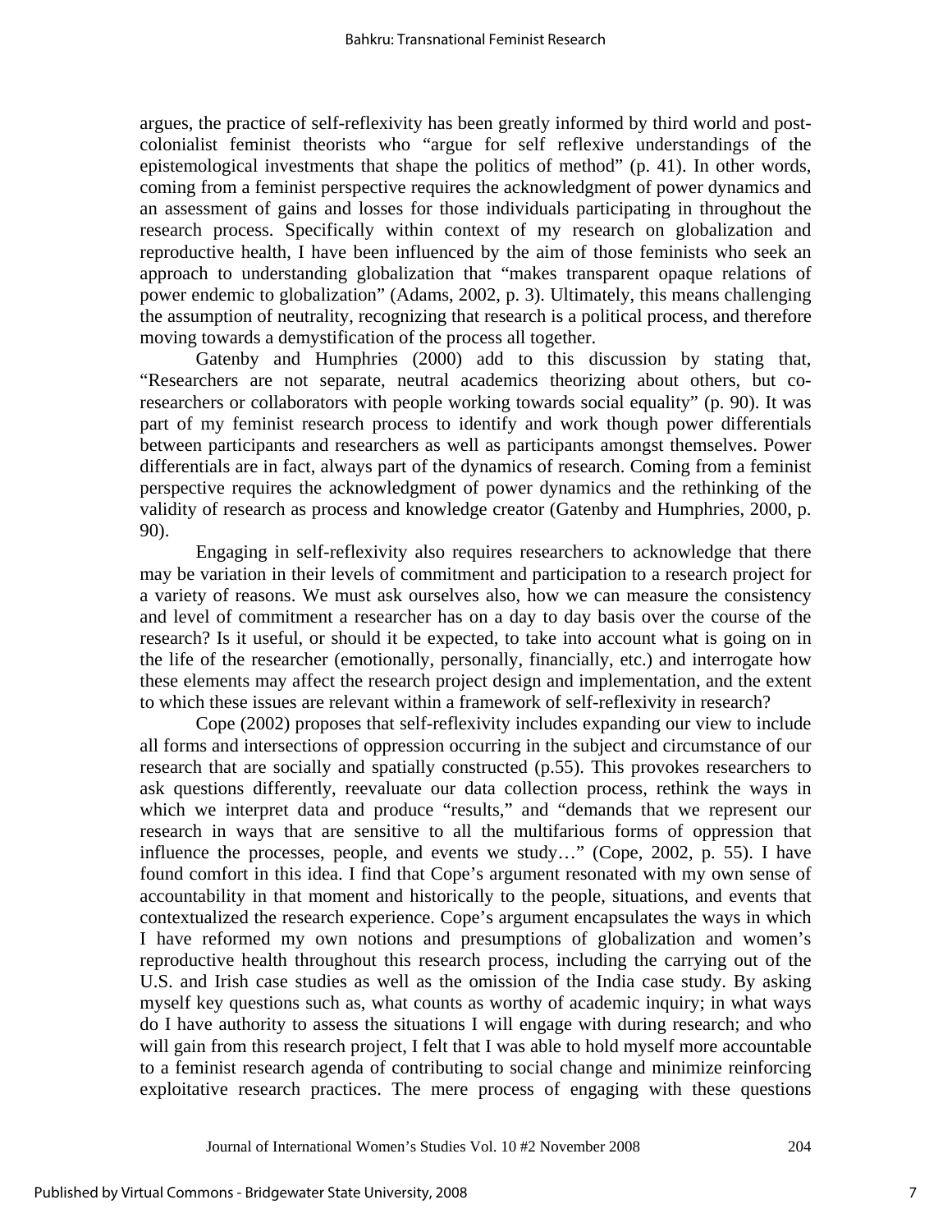argues, the practice of self-reflexivity has been greatly informed by third world and post-colonialist feminist theorists who "argue for self reflexive understandings of the epistemological investments that shape the politics of method" (p. 41). In other words, coming from a feminist perspective requires the acknowledgment of power dynamics and an assessment of gains and losses for those individuals participating in throughout the research process. Specifically within context of my research on globalization and reproductive health, I have been influenced by the aim of those feminists who seek an approach to understanding globalization that "makes transparent opaque relations of power endemic to globalization" (Adams, 2002, p. 3). Ultimately, this means challenging the assumption of neutrality, recognizing that research is a political process, and therefore moving towards a demystification of the process all together.

Gatenby and Humphries (2000) add to this discussion by stating that, "Researchers are not separate, neutral academics theorizing about others, but co-researchers or collaborators with people working towards social equality" (p. 90). It was part of my feminist research process to identify and work though power differentials between participants and researchers as well as participants amongst themselves. Power differentials are in fact, always part of the dynamics of research. Coming from a feminist perspective requires the acknowledgment of power dynamics and the rethinking of the validity of research as process and knowledge creator (Gatenby and Humphries, 2000, p. 90).

Engaging in self-reflexivity also requires researchers to acknowledge that there may be variation in their levels of commitment and participation to a research project for a variety of reasons. We must ask ourselves also, how we can measure the consistency and level of commitment a researcher has on a day to day basis over the course of the research? Is it useful, or should it be expected, to take into account what is going on in the life of the researcher (emotionally, personally, financially, etc.) and interrogate how these elements may affect the research project design and implementation, and the extent to which these issues are relevant within a framework of self-reflexivity in research?

Cope (2002) proposes that self-reflexivity includes expanding our view to include all forms and intersections of oppression occurring in the subject and circumstance of our research that are socially and spatially constructed (p.55). This provokes researchers to ask questions differently, reevaluate our data collection process, rethink the ways in which we interpret data and produce "results," and "demands that we represent our research in ways that are sensitive to all the multifarious forms of oppression that influence the processes, people, and events we study…" (Cope, 2002, p. 55). I have found comfort in this idea. I find that Cope's argument resonated with my own sense of accountability in that moment and historically to the people, situations, and events that contextualized the research experience. Cope's argument encapsulates the ways in which I have reformed my own notions and presumptions of globalization and women's reproductive health throughout this research process, including the carrying out of the U.S. and Irish case studies as well as the omission of the India case study. By asking myself key questions such as, what counts as worthy of academic inquiry; in what ways do I have authority to assess the situations I will engage with during research; and who will gain from this research project, I felt that I was able to hold myself more accountable to a feminist research agenda of contributing to social change and minimize reinforcing exploitative research practices. The mere process of engaging with these questions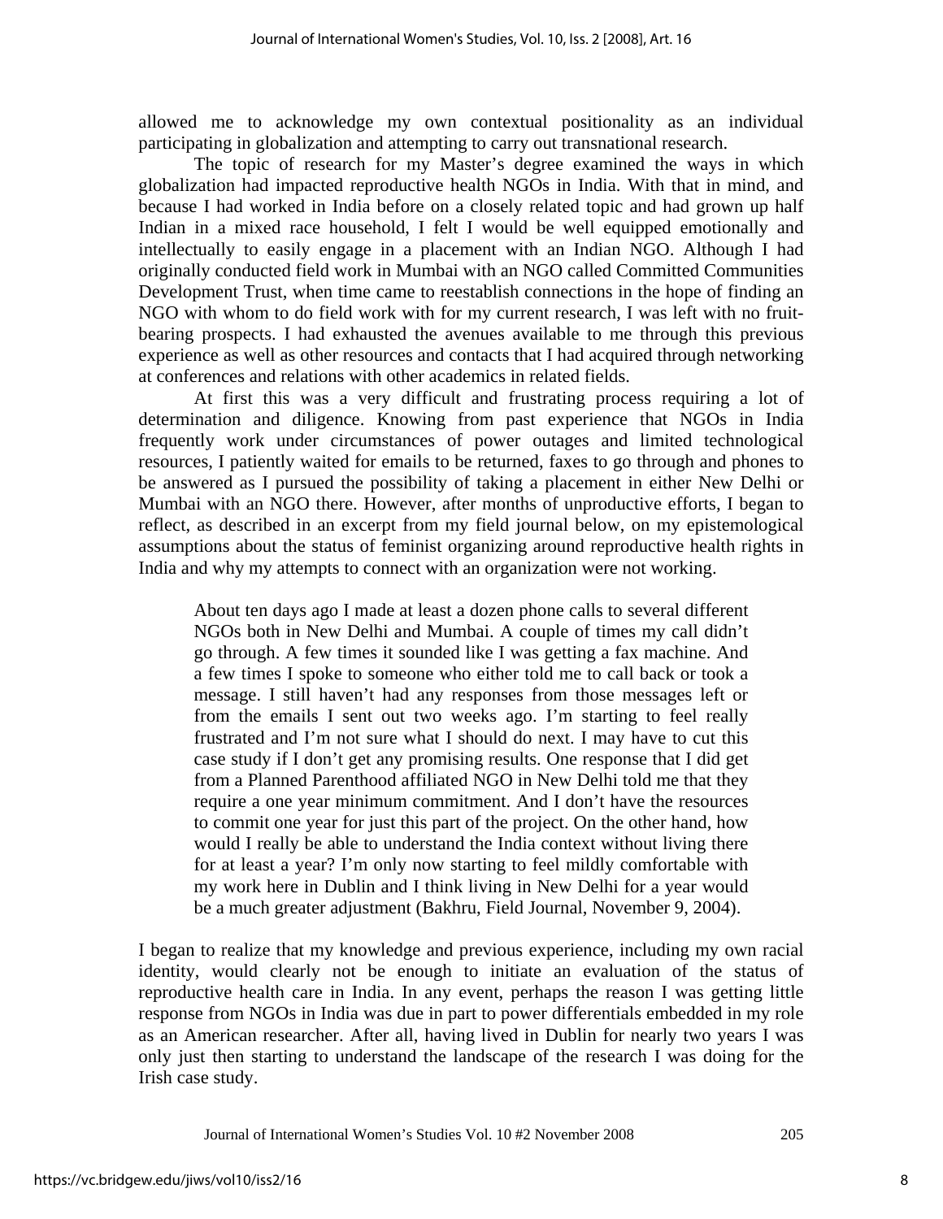allowed me to acknowledge my own contextual positionality as an individual participating in globalization and attempting to carry out transnational research.

The topic of research for my Master's degree examined the ways in which globalization had impacted reproductive health NGOs in India. With that in mind, and because I had worked in India before on a closely related topic and had grown up half Indian in a mixed race household, I felt I would be well equipped emotionally and intellectually to easily engage in a placement with an Indian NGO. Although I had originally conducted field work in Mumbai with an NGO called Committed Communities Development Trust, when time came to reestablish connections in the hope of finding an NGO with whom to do field work with for my current research, I was left with no fruit-bearing prospects. I had exhausted the avenues available to me through this previous experience as well as other resources and contacts that I had acquired through networking at conferences and relations with other academics in related fields.

At first this was a very difficult and frustrating process requiring a lot of determination and diligence. Knowing from past experience that NGOs in India frequently work under circumstances of power outages and limited technological resources, I patiently waited for emails to be returned, faxes to go through and phones to be answered as I pursued the possibility of taking a placement in either New Delhi or Mumbai with an NGO there. However, after months of unproductive efforts, I began to reflect, as described in an excerpt from my field journal below, on my epistemological assumptions about the status of feminist organizing around reproductive health rights in India and why my attempts to connect with an organization were not working.

> About ten days ago I made at least a dozen phone calls to several different NGOs both in New Delhi and Mumbai. A couple of times my call didn't go through. A few times it sounded like I was getting a fax machine. And a few times I spoke to someone who either told me to call back or took a message. I still haven't had any responses from those messages left or from the emails I sent out two weeks ago. I'm starting to feel really frustrated and I'm not sure what I should do next. I may have to cut this case study if I don't get any promising results. One response that I did get from a Planned Parenthood affiliated NGO in New Delhi told me that they require a one year minimum commitment. And I don't have the resources to commit one year for just this part of the project. On the other hand, how would I really be able to understand the India context without living there for at least a year? I'm only now starting to feel mildly comfortable with my work here in Dublin and I think living in New Delhi for a year would be a much greater adjustment (Bakhru, Field Journal, November 9, 2004).

I began to realize that my knowledge and previous experience, including my own racial identity, would clearly not be enough to initiate an evaluation of the status of reproductive health care in India. In any event, perhaps the reason I was getting little response from NGOs in India was due in part to power differentials embedded in my role as an American researcher. After all, having lived in Dublin for nearly two years I was only just then starting to understand the landscape of the research I was doing for the Irish case study.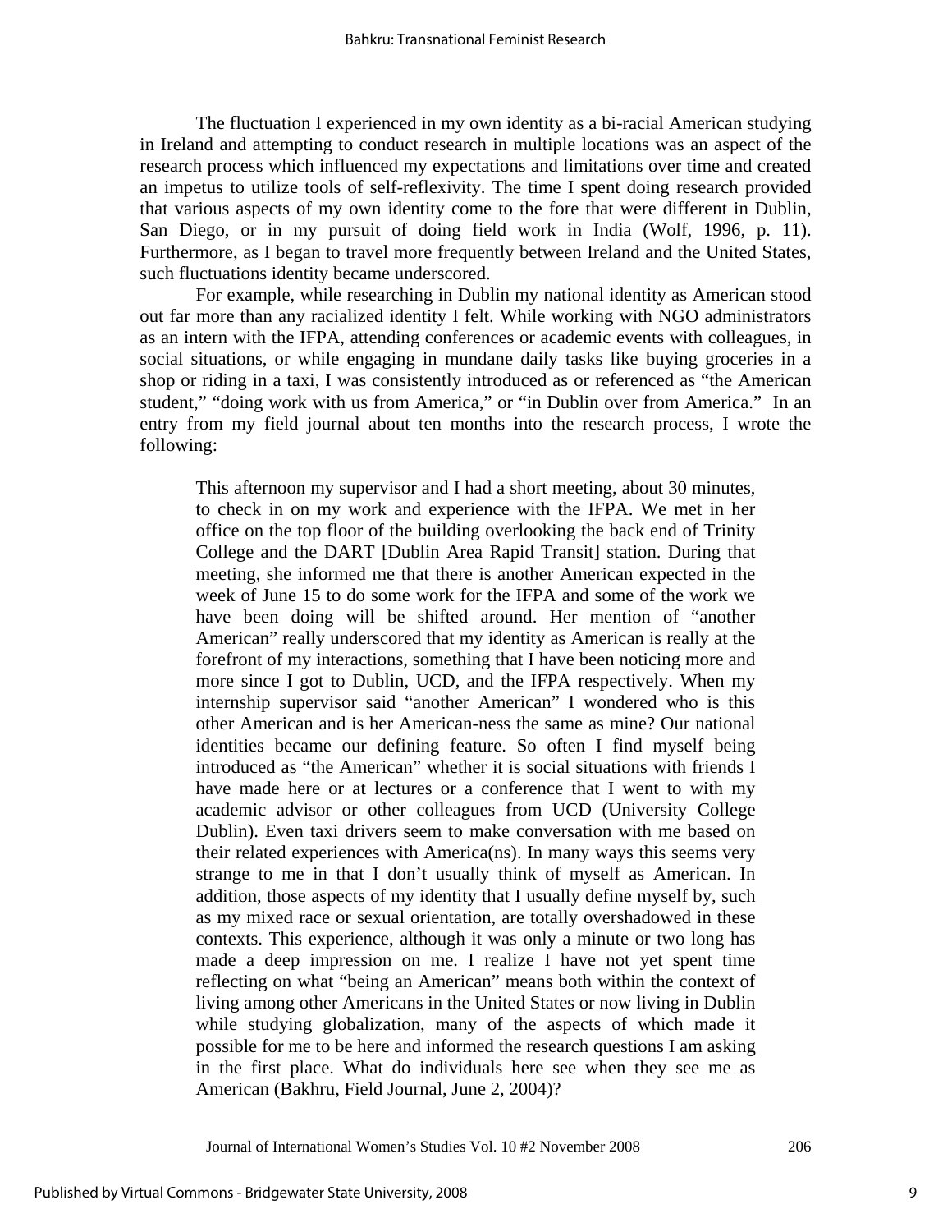The fluctuation I experienced in my own identity as a bi-racial American studying in Ireland and attempting to conduct research in multiple locations was an aspect of the research process which influenced my expectations and limitations over time and created an impetus to utilize tools of self-reflexivity. The time I spent doing research provided that various aspects of my own identity come to the fore that were different in Dublin, San Diego, or in my pursuit of doing field work in India (Wolf, 1996, p. 11). Furthermore, as I began to travel more frequently between Ireland and the United States, such fluctuations identity became underscored.

For example, while researching in Dublin my national identity as American stood out far more than any racialized identity I felt. While working with NGO administrators as an intern with the IFPA, attending conferences or academic events with colleagues, in social situations, or while engaging in mundane daily tasks like buying groceries in a shop or riding in a taxi, I was consistently introduced as or referenced as "the American student," "doing work with us from America," or "in Dublin over from America." In an entry from my field journal about ten months into the research process, I wrote the following:

> This afternoon my supervisor and I had a short meeting, about 30 minutes, to check in on my work and experience with the IFPA. We met in her office on the top floor of the building overlooking the back end of Trinity College and the DART [Dublin Area Rapid Transit] station. During that meeting, she informed me that there is another American expected in the week of June 15 to do some work for the IFPA and some of the work we have been doing will be shifted around. Her mention of "another American" really underscored that my identity as American is really at the forefront of my interactions, something that I have been noticing more and more since I got to Dublin, UCD, and the IFPA respectively. When my internship supervisor said "another American" I wondered who is this other American and is her American-ness the same as mine? Our national identities became our defining feature. So often I find myself being introduced as "the American" whether it is social situations with friends I have made here or at lectures or a conference that I went to with my academic advisor or other colleagues from UCD (University College Dublin). Even taxi drivers seem to make conversation with me based on their related experiences with America(ns). In many ways this seems very strange to me in that I don't usually think of myself as American. In addition, those aspects of my identity that I usually define myself by, such as my mixed race or sexual orientation, are totally overshadowed in these contexts. This experience, although it was only a minute or two long has made a deep impression on me. I realize I have not yet spent time reflecting on what "being an American" means both within the context of living among other Americans in the United States or now living in Dublin while studying globalization, many of the aspects of which made it possible for me to be here and informed the research questions I am asking in the first place. What do individuals here see when they see me as American (Bakhru, Field Journal, June 2, 2004)?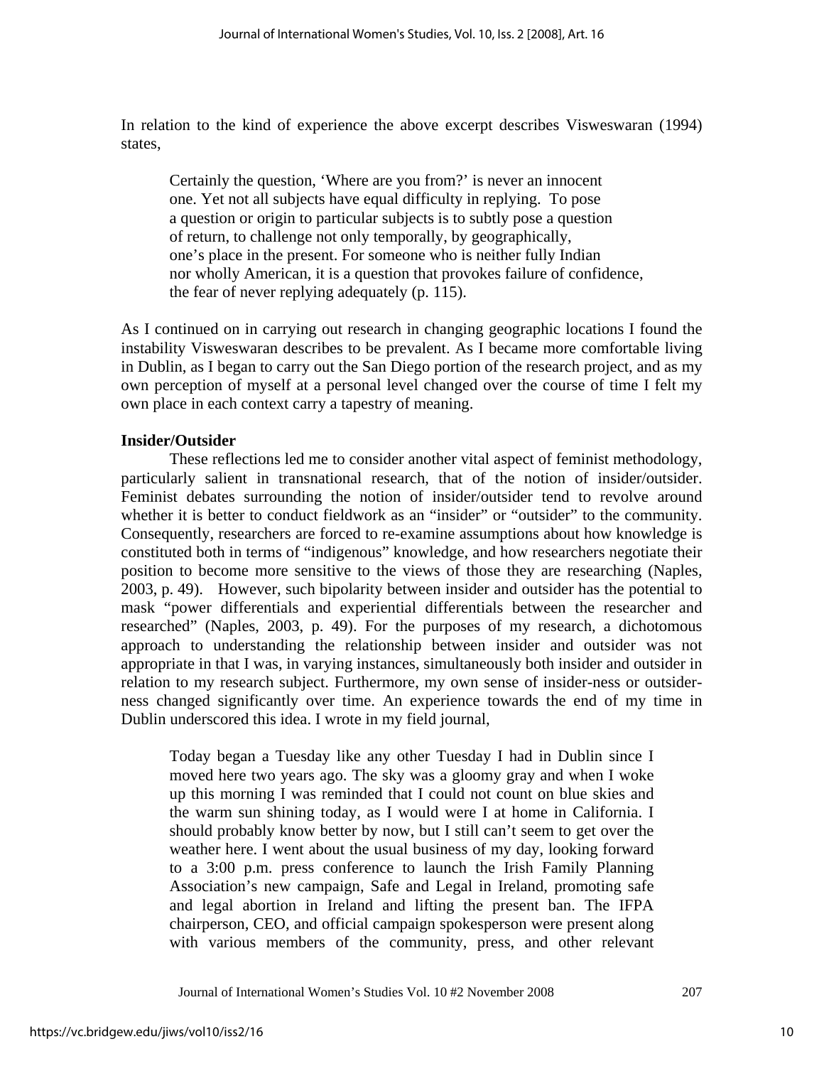In relation to the kind of experience the above excerpt describes Visweswaran (1994) states,

> Certainly the question, 'Where are you from?' is never an innocent one. Yet not all subjects have equal difficulty in replying. To pose a question or origin to particular subjects is to subtly pose a question of return, to challenge not only temporally, by geographically, one's place in the present. For someone who is neither fully Indian nor wholly American, it is a question that provokes failure of confidence, the fear of never replying adequately (p. 115).

As I continued on in carrying out research in changing geographic locations I found the instability Visweswaran describes to be prevalent. As I became more comfortable living in Dublin, as I began to carry out the San Diego portion of the research project, and as my own perception of myself at a personal level changed over the course of time I felt my own place in each context carry a tapestry of meaning.

**Insider/Outsider**

These reflections led me to consider another vital aspect of feminist methodology, particularly salient in transnational research, that of the notion of insider/outsider. Feminist debates surrounding the notion of insider/outsider tend to revolve around whether it is better to conduct fieldwork as an "insider" or "outsider" to the community. Consequently, researchers are forced to re-examine assumptions about how knowledge is constituted both in terms of "indigenous" knowledge, and how researchers negotiate their position to become more sensitive to the views of those they are researching (Naples, 2003, p. 49). However, such bipolarity between insider and outsider has the potential to mask "power differentials and experiential differentials between the researcher and researched" (Naples, 2003, p. 49). For the purposes of my research, a dichotomous approach to understanding the relationship between insider and outsider was not appropriate in that I was, in varying instances, simultaneously both insider and outsider in relation to my research subject. Furthermore, my own sense of insider-ness or outsider-ness changed significantly over time. An experience towards the end of my time in Dublin underscored this idea. I wrote in my field journal,

> Today began a Tuesday like any other Tuesday I had in Dublin since I moved here two years ago. The sky was a gloomy gray and when I woke up this morning I was reminded that I could not count on blue skies and the warm sun shining today, as I would were I at home in California. I should probably know better by now, but I still can't seem to get over the weather here. I went about the usual business of my day, looking forward to a 3:00 p.m. press conference to launch the Irish Family Planning Association's new campaign, Safe and Legal in Ireland, promoting safe and legal abortion in Ireland and lifting the present ban. The IFPA chairperson, CEO, and official campaign spokesperson were present along with various members of the community, press, and other relevant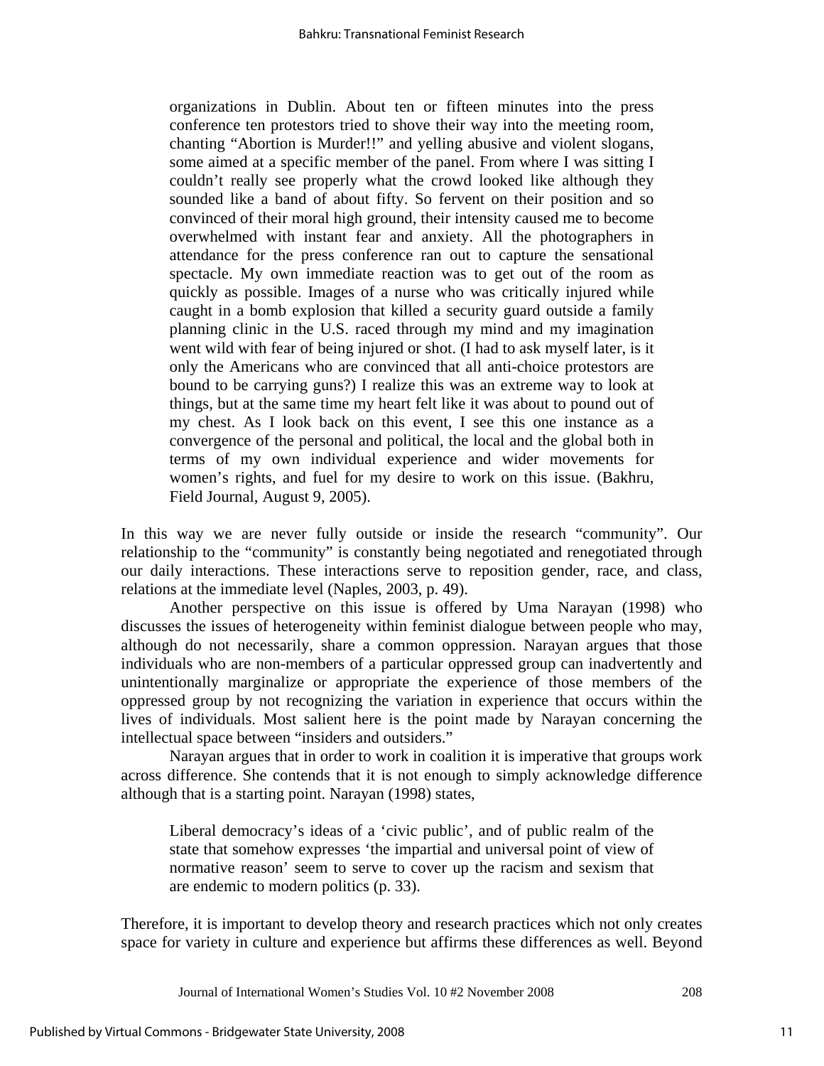> organizations in Dublin. About ten or fifteen minutes into the press conference ten protestors tried to shove their way into the meeting room, chanting "Abortion is Murder!!" and yelling abusive and violent slogans, some aimed at a specific member of the panel. From where I was sitting I couldn't really see properly what the crowd looked like although they sounded like a band of about fifty. So fervent on their position and so convinced of their moral high ground, their intensity caused me to become overwhelmed with instant fear and anxiety. All the photographers in attendance for the press conference ran out to capture the sensational spectacle. My own immediate reaction was to get out of the room as quickly as possible. Images of a nurse who was critically injured while caught in a bomb explosion that killed a security guard outside a family planning clinic in the U.S. raced through my mind and my imagination went wild with fear of being injured or shot. (I had to ask myself later, is it only the Americans who are convinced that all anti-choice protestors are bound to be carrying guns?) I realize this was an extreme way to look at things, but at the same time my heart felt like it was about to pound out of my chest. As I look back on this event, I see this one instance as a convergence of the personal and political, the local and the global both in terms of my own individual experience and wider movements for women's rights, and fuel for my desire to work on this issue. (Bakhru, Field Journal, August 9, 2005).

In this way we are never fully outside or inside the research "community". Our relationship to the "community" is constantly being negotiated and renegotiated through our daily interactions. These interactions serve to reposition gender, race, and class, relations at the immediate level (Naples, 2003, p. 49).

Another perspective on this issue is offered by Uma Narayan (1998) who discusses the issues of heterogeneity within feminist dialogue between people who may, although do not necessarily, share a common oppression. Narayan argues that those individuals who are non-members of a particular oppressed group can inadvertently and unintentionally marginalize or appropriate the experience of those members of the oppressed group by not recognizing the variation in experience that occurs within the lives of individuals. Most salient here is the point made by Narayan concerning the intellectual space between "insiders and outsiders."

Narayan argues that in order to work in coalition it is imperative that groups work across difference. She contends that it is not enough to simply acknowledge difference although that is a starting point. Narayan (1998) states,

> Liberal democracy's ideas of a 'civic public', and of public realm of the state that somehow expresses 'the impartial and universal point of view of normative reason' seem to serve to cover up the racism and sexism that are endemic to modern politics (p. 33).

Therefore, it is important to develop theory and research practices which not only creates space for variety in culture and experience but affirms these differences as well. Beyond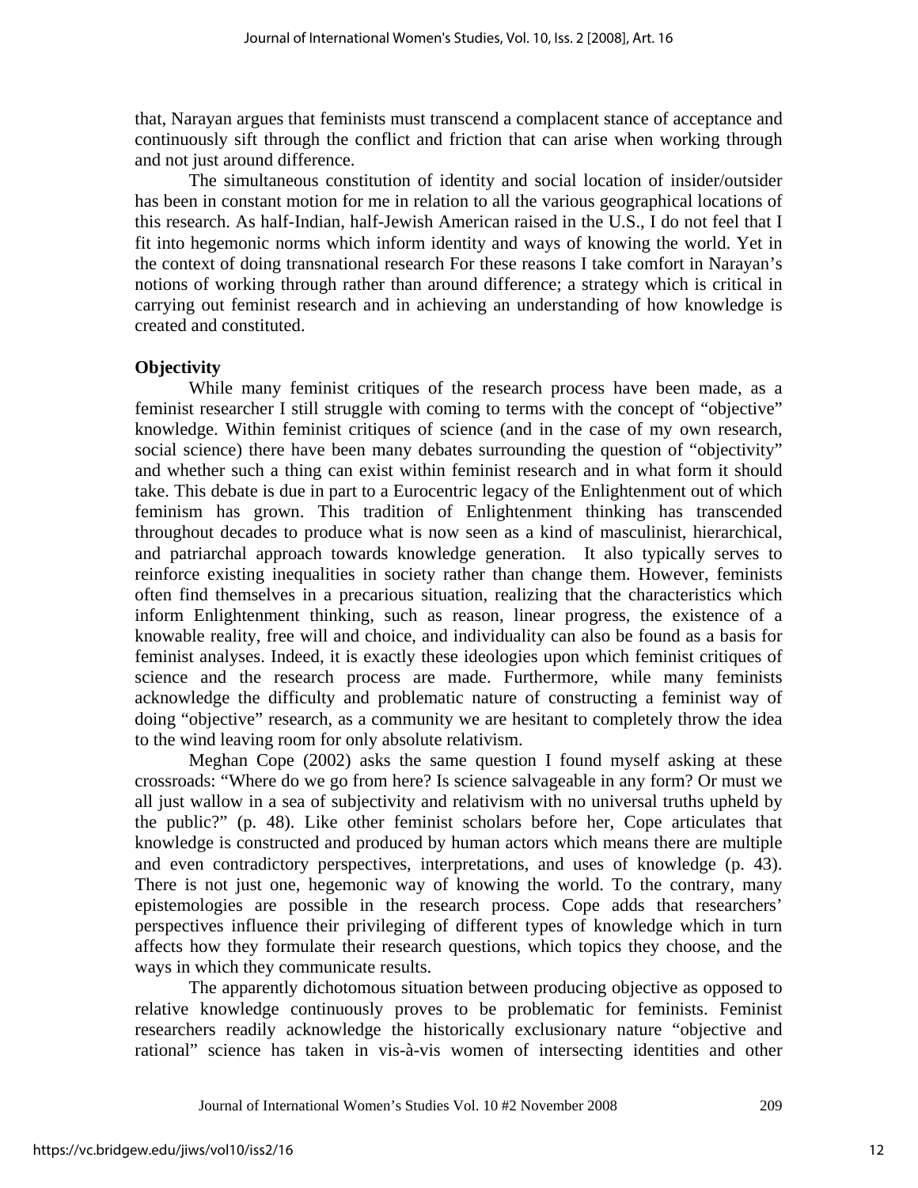that, Narayan argues that feminists must transcend a complacent stance of acceptance and continuously sift through the conflict and friction that can arise when working through and not just around difference.

The simultaneous constitution of identity and social location of insider/outsider has been in constant motion for me in relation to all the various geographical locations of this research. As half-Indian, half-Jewish American raised in the U.S., I do not feel that I fit into hegemonic norms which inform identity and ways of knowing the world. Yet in the context of doing transnational research For these reasons I take comfort in Narayan's notions of working through rather than around difference; a strategy which is critical in carrying out feminist research and in achieving an understanding of how knowledge is created and constituted.

**Objectivity**

While many feminist critiques of the research process have been made, as a feminist researcher I still struggle with coming to terms with the concept of "objective" knowledge. Within feminist critiques of science (and in the case of my own research, social science) there have been many debates surrounding the question of "objectivity" and whether such a thing can exist within feminist research and in what form it should take. This debate is due in part to a Eurocentric legacy of the Enlightenment out of which feminism has grown. This tradition of Enlightenment thinking has transcended throughout decades to produce what is now seen as a kind of masculinist, hierarchical, and patriarchal approach towards knowledge generation. It also typically serves to reinforce existing inequalities in society rather than change them. However, feminists often find themselves in a precarious situation, realizing that the characteristics which inform Enlightenment thinking, such as reason, linear progress, the existence of a knowable reality, free will and choice, and individuality can also be found as a basis for feminist analyses. Indeed, it is exactly these ideologies upon which feminist critiques of science and the research process are made. Furthermore, while many feminists acknowledge the difficulty and problematic nature of constructing a feminist way of doing "objective" research, as a community we are hesitant to completely throw the idea to the wind leaving room for only absolute relativism.

Meghan Cope (2002) asks the same question I found myself asking at these crossroads: "Where do we go from here? Is science salvageable in any form? Or must we all just wallow in a sea of subjectivity and relativism with no universal truths upheld by the public?" (p. 48). Like other feminist scholars before her, Cope articulates that knowledge is constructed and produced by human actors which means there are multiple and even contradictory perspectives, interpretations, and uses of knowledge (p. 43). There is not just one, hegemonic way of knowing the world. To the contrary, many epistemologies are possible in the research process. Cope adds that researchers' perspectives influence their privileging of different types of knowledge which in turn affects how they formulate their research questions, which topics they choose, and the ways in which they communicate results.

The apparently dichotomous situation between producing objective as opposed to relative knowledge continuously proves to be problematic for feminists. Feminist researchers readily acknowledge the historically exclusionary nature "objective and rational" science has taken in vis-à-vis women of intersecting identities and other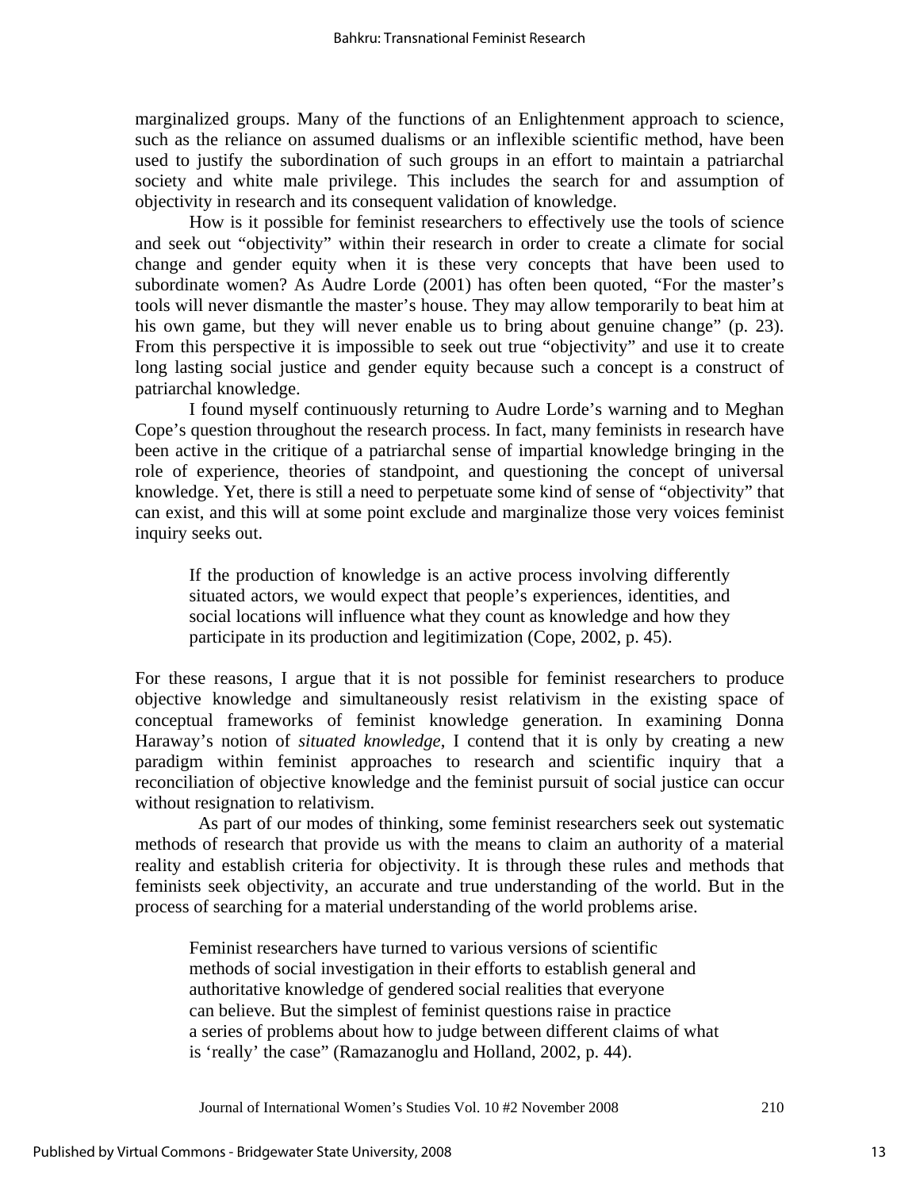marginalized groups. Many of the functions of an Enlightenment approach to science, such as the reliance on assumed dualisms or an inflexible scientific method, have been used to justify the subordination of such groups in an effort to maintain a patriarchal society and white male privilege. This includes the search for and assumption of objectivity in research and its consequent validation of knowledge.

How is it possible for feminist researchers to effectively use the tools of science and seek out "objectivity" within their research in order to create a climate for social change and gender equity when it is these very concepts that have been used to subordinate women? As Audre Lorde (2001) has often been quoted, "For the master's tools will never dismantle the master's house. They may allow temporarily to beat him at his own game, but they will never enable us to bring about genuine change" (p. 23). From this perspective it is impossible to seek out true "objectivity" and use it to create long lasting social justice and gender equity because such a concept is a construct of patriarchal knowledge.

I found myself continuously returning to Audre Lorde's warning and to Meghan Cope's question throughout the research process. In fact, many feminists in research have been active in the critique of a patriarchal sense of impartial knowledge bringing in the role of experience, theories of standpoint, and questioning the concept of universal knowledge. Yet, there is still a need to perpetuate some kind of sense of "objectivity" that can exist, and this will at some point exclude and marginalize those very voices feminist inquiry seeks out.

> If the production of knowledge is an active process involving differently situated actors, we would expect that people's experiences, identities, and social locations will influence what they count as knowledge and how they participate in its production and legitimization (Cope, 2002, p. 45).

For these reasons, I argue that it is not possible for feminist researchers to produce objective knowledge and simultaneously resist relativism in the existing space of conceptual frameworks of feminist knowledge generation. In examining Donna Haraway's notion of *situated knowledge*, I contend that it is only by creating a new paradigm within feminist approaches to research and scientific inquiry that a reconciliation of objective knowledge and the feminist pursuit of social justice can occur without resignation to relativism.

As part of our modes of thinking, some feminist researchers seek out systematic methods of research that provide us with the means to claim an authority of a material reality and establish criteria for objectivity. It is through these rules and methods that feminists seek objectivity, an accurate and true understanding of the world. But in the process of searching for a material understanding of the world problems arise.

> Feminist researchers have turned to various versions of scientific methods of social investigation in their efforts to establish general and authoritative knowledge of gendered social realities that everyone can believe. But the simplest of feminist questions raise in practice a series of problems about how to judge between different claims of what is 'really' the case" (Ramazanoglu and Holland, 2002, p. 44).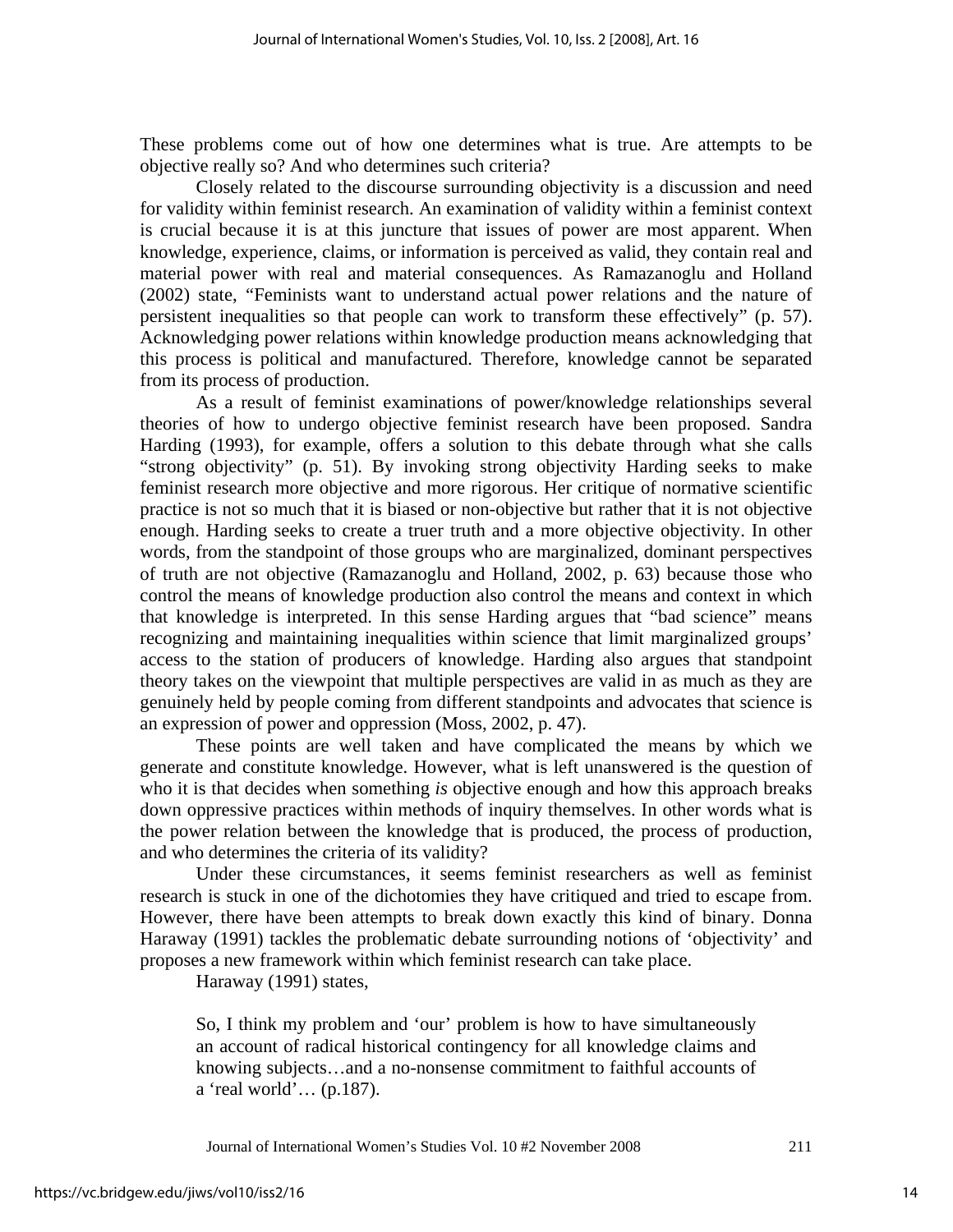These problems come out of how one determines what is true. Are attempts to be objective really so? And who determines such criteria?

Closely related to the discourse surrounding objectivity is a discussion and need for validity within feminist research. An examination of validity within a feminist context is crucial because it is at this juncture that issues of power are most apparent. When knowledge, experience, claims, or information is perceived as valid, they contain real and material power with real and material consequences. As Ramazanoglu and Holland (2002) state, "Feminists want to understand actual power relations and the nature of persistent inequalities so that people can work to transform these effectively" (p. 57). Acknowledging power relations within knowledge production means acknowledging that this process is political and manufactured. Therefore, knowledge cannot be separated from its process of production.

As a result of feminist examinations of power/knowledge relationships several theories of how to undergo objective feminist research have been proposed. Sandra Harding (1993), for example, offers a solution to this debate through what she calls "strong objectivity" (p. 51). By invoking strong objectivity Harding seeks to make feminist research more objective and more rigorous. Her critique of normative scientific practice is not so much that it is biased or non-objective but rather that it is not objective enough. Harding seeks to create a truer truth and a more objective objectivity. In other words, from the standpoint of those groups who are marginalized, dominant perspectives of truth are not objective (Ramazanoglu and Holland, 2002, p. 63) because those who control the means of knowledge production also control the means and context in which that knowledge is interpreted. In this sense Harding argues that "bad science" means recognizing and maintaining inequalities within science that limit marginalized groups' access to the station of producers of knowledge. Harding also argues that standpoint theory takes on the viewpoint that multiple perspectives are valid in as much as they are genuinely held by people coming from different standpoints and advocates that science is an expression of power and oppression (Moss, 2002, p. 47).

These points are well taken and have complicated the means by which we generate and constitute knowledge. However, what is left unanswered is the question of who it is that decides when something *is* objective enough and how this approach breaks down oppressive practices within methods of inquiry themselves. In other words what is the power relation between the knowledge that is produced, the process of production, and who determines the criteria of its validity?

Under these circumstances, it seems feminist researchers as well as feminist research is stuck in one of the dichotomies they have critiqued and tried to escape from. However, there have been attempts to break down exactly this kind of binary. Donna Haraway (1991) tackles the problematic debate surrounding notions of 'objectivity' and proposes a new framework within which feminist research can take place.

Haraway (1991) states,

> So, I think my problem and 'our' problem is how to have simultaneously an account of radical historical contingency for all knowledge claims and knowing subjects…and a no-nonsense commitment to faithful accounts of a 'real world'… (p.187).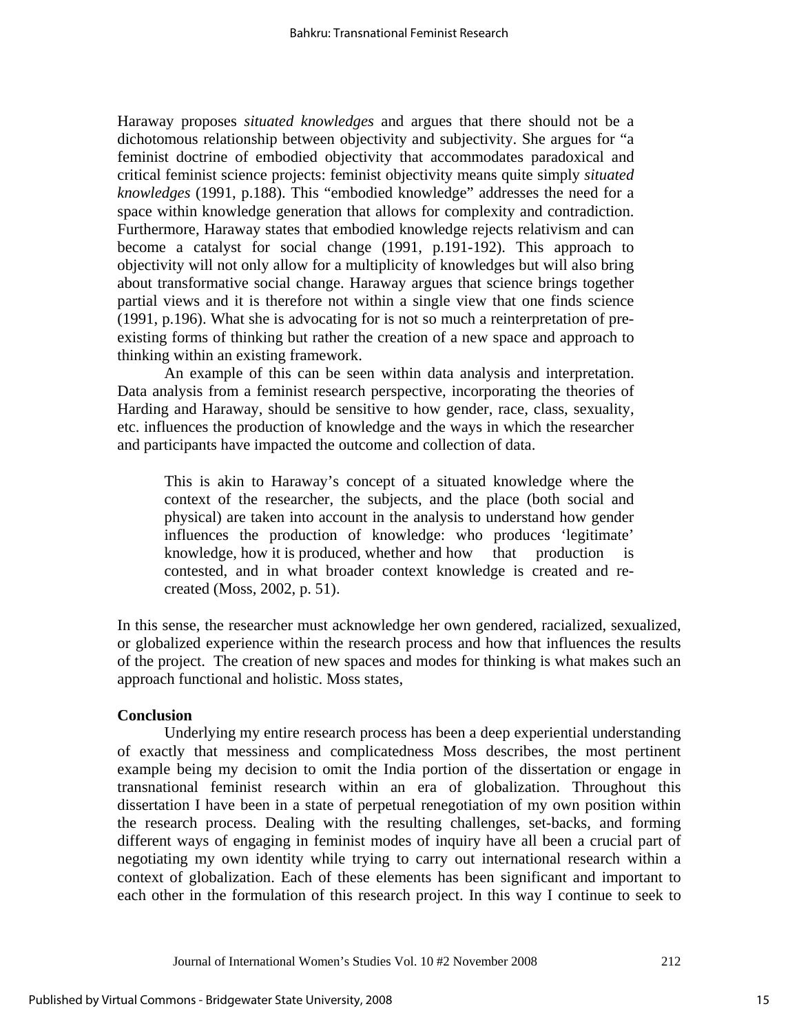Haraway proposes *situated knowledges* and argues that there should not be a dichotomous relationship between objectivity and subjectivity. She argues for "a feminist doctrine of embodied objectivity that accommodates paradoxical and critical feminist science projects: feminist objectivity means quite simply *situated knowledges* (1991, p.188). This "embodied knowledge" addresses the need for a space within knowledge generation that allows for complexity and contradiction. Furthermore, Haraway states that embodied knowledge rejects relativism and can become a catalyst for social change (1991, p.191-192). This approach to objectivity will not only allow for a multiplicity of knowledges but will also bring about transformative social change. Haraway argues that science brings together partial views and it is therefore not within a single view that one finds science (1991, p.196). What she is advocating for is not so much a reinterpretation of pre-existing forms of thinking but rather the creation of a new space and approach to thinking within an existing framework.

An example of this can be seen within data analysis and interpretation. Data analysis from a feminist research perspective, incorporating the theories of Harding and Haraway, should be sensitive to how gender, race, class, sexuality, etc. influences the production of knowledge and the ways in which the researcher and participants have impacted the outcome and collection of data.

> This is akin to Haraway's concept of a situated knowledge where the context of the researcher, the subjects, and the place (both social and physical) are taken into account in the analysis to understand how gender influences the production of knowledge: who produces 'legitimate' knowledge, how it is produced, whether and how that production is contested, and in what broader context knowledge is created and re-created (Moss, 2002, p. 51).

In this sense, the researcher must acknowledge her own gendered, racialized, sexualized, or globalized experience within the research process and how that influences the results of the project. The creation of new spaces and modes for thinking is what makes such an approach functional and holistic. Moss states,

**Conclusion**

Underlying my entire research process has been a deep experiential understanding of exactly that messiness and complicatedness Moss describes, the most pertinent example being my decision to omit the India portion of the dissertation or engage in transnational feminist research within an era of globalization. Throughout this dissertation I have been in a state of perpetual renegotiation of my own position within the research process. Dealing with the resulting challenges, set-backs, and forming different ways of engaging in feminist modes of inquiry have all been a crucial part of negotiating my own identity while trying to carry out international research within a context of globalization. Each of these elements has been significant and important to each other in the formulation of this research project. In this way I continue to seek to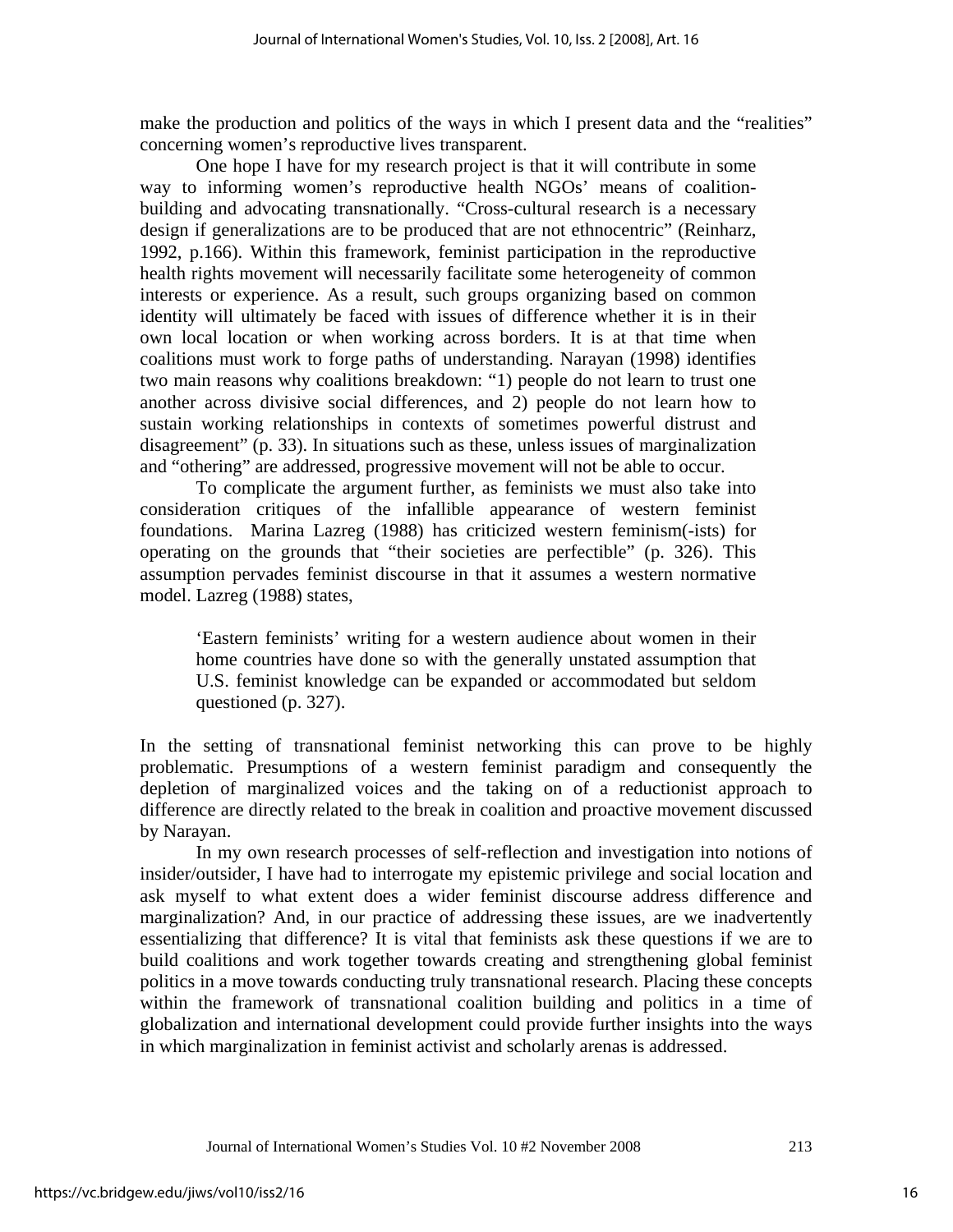make the production and politics of the ways in which I present data and the "realities" concerning women's reproductive lives transparent.

One hope I have for my research project is that it will contribute in some way to informing women's reproductive health NGOs' means of coalition-building and advocating transnationally. "Cross-cultural research is a necessary design if generalizations are to be produced that are not ethnocentric" (Reinharz, 1992, p.166). Within this framework, feminist participation in the reproductive health rights movement will necessarily facilitate some heterogeneity of common interests or experience. As a result, such groups organizing based on common identity will ultimately be faced with issues of difference whether it is in their own local location or when working across borders. It is at that time when coalitions must work to forge paths of understanding. Narayan (1998) identifies two main reasons why coalitions breakdown: "1) people do not learn to trust one another across divisive social differences, and 2) people do not learn how to sustain working relationships in contexts of sometimes powerful distrust and disagreement" (p. 33). In situations such as these, unless issues of marginalization and "othering" are addressed, progressive movement will not be able to occur.

To complicate the argument further, as feminists we must also take into consideration critiques of the infallible appearance of western feminist foundations. Marina Lazreg (1988) has criticized western feminism(-ists) for operating on the grounds that "their societies are perfectible" (p. 326). This assumption pervades feminist discourse in that it assumes a western normative model. Lazreg (1988) states,

> 'Eastern feminists' writing for a western audience about women in their home countries have done so with the generally unstated assumption that U.S. feminist knowledge can be expanded or accommodated but seldom questioned (p. 327).

In the setting of transnational feminist networking this can prove to be highly problematic. Presumptions of a western feminist paradigm and consequently the depletion of marginalized voices and the taking on of a reductionist approach to difference are directly related to the break in coalition and proactive movement discussed by Narayan.

In my own research processes of self-reflection and investigation into notions of insider/outsider, I have had to interrogate my epistemic privilege and social location and ask myself to what extent does a wider feminist discourse address difference and marginalization? And, in our practice of addressing these issues, are we inadvertently essentializing that difference? It is vital that feminists ask these questions if we are to build coalitions and work together towards creating and strengthening global feminist politics in a move towards conducting truly transnational research. Placing these concepts within the framework of transnational coalition building and politics in a time of globalization and international development could provide further insights into the ways in which marginalization in feminist activist and scholarly arenas is addressed.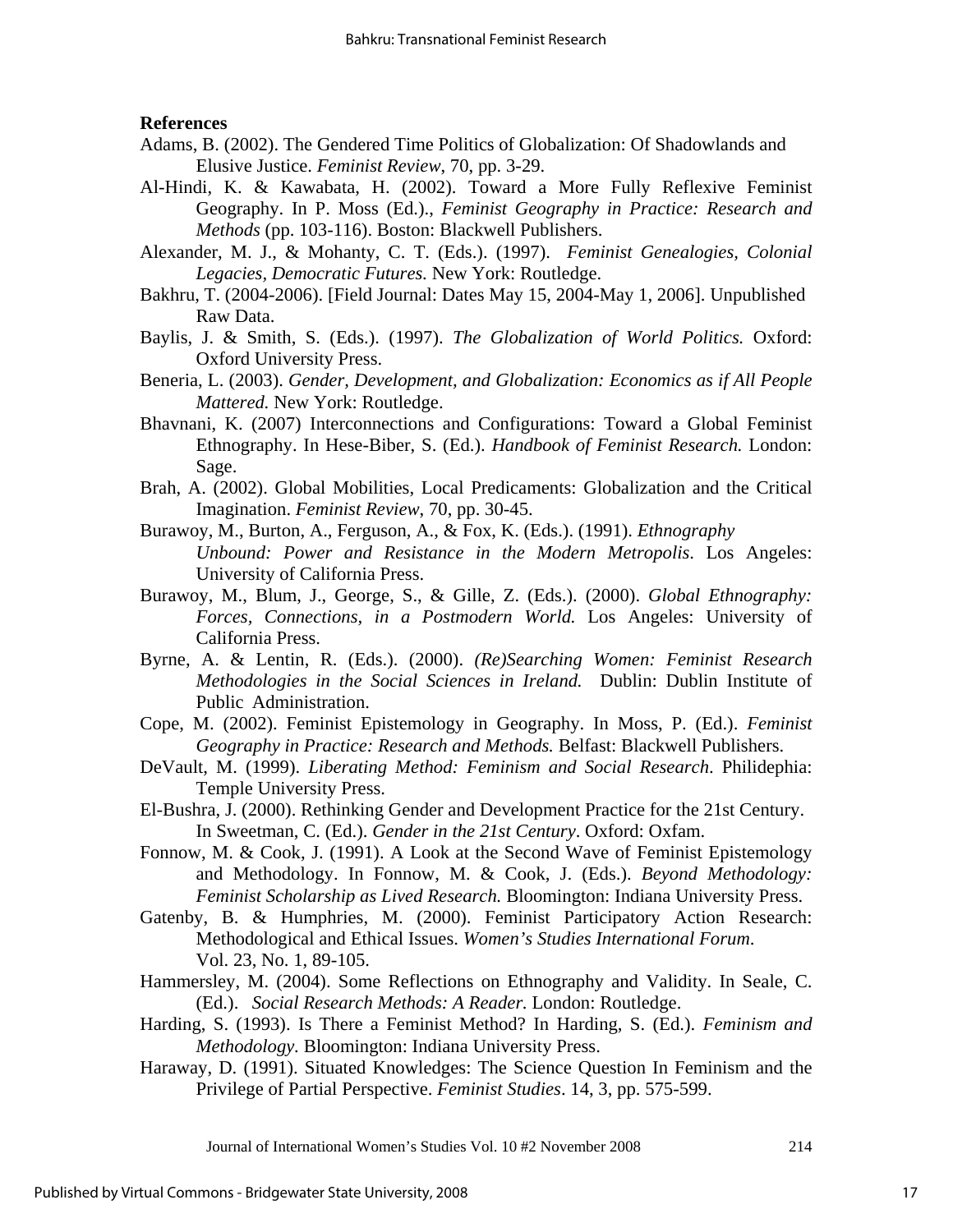**References**

Adams, B. (2002). The Gendered Time Politics of Globalization: Of Shadowlands and Elusive Justice. *Feminist Review*, 70, pp. 3-29.

Al-Hindi, K. & Kawabata, H. (2002). Toward a More Fully Reflexive Feminist Geography. In P. Moss (Ed.)., *Feminist Geography in Practice: Research and Methods* (pp. 103-116). Boston: Blackwell Publishers.

Alexander, M. J., & Mohanty, C. T. (Eds.). (1997). *Feminist Genealogies, Colonial Legacies, Democratic Futures.* New York: Routledge.

Bakhru, T. (2004-2006). [Field Journal: Dates May 15, 2004-May 1, 2006]. Unpublished Raw Data.

Baylis, J. & Smith, S. (Eds.). (1997). *The Globalization of World Politics.* Oxford: Oxford University Press.

Beneria, L. (2003). *Gender, Development, and Globalization: Economics as if All People Mattered.* New York: Routledge.

Bhavnani, K. (2007) Interconnections and Configurations: Toward a Global Feminist Ethnography. In Hese-Biber, S. (Ed.). *Handbook of Feminist Research.* London: Sage.

Brah, A. (2002). Global Mobilities, Local Predicaments: Globalization and the Critical Imagination. *Feminist Review*, 70, pp. 30-45.

Burawoy, M., Burton, A., Ferguson, A., & Fox, K. (Eds.). (1991). *Ethnography Unbound: Power and Resistance in the Modern Metropolis*. Los Angeles: University of California Press.

Burawoy, M., Blum, J., George, S., & Gille, Z. (Eds.). (2000). *Global Ethnography: Forces, Connections, in a Postmodern World.* Los Angeles: University of California Press.

Byrne, A. & Lentin, R. (Eds.). (2000). *(Re)Searching Women: Feminist Research Methodologies in the Social Sciences in Ireland.* Dublin: Dublin Institute of Public Administration.

Cope, M. (2002). Feminist Epistemology in Geography. In Moss, P. (Ed.). *Feminist Geography in Practice: Research and Methods.* Belfast: Blackwell Publishers.

DeVault, M. (1999). *Liberating Method: Feminism and Social Research.* Philidephia: Temple University Press.

El-Bushra, J. (2000). Rethinking Gender and Development Practice for the 21st Century. In Sweetman, C. (Ed.). *Gender in the 21st Century*. Oxford: Oxfam.

Fonnow, M. & Cook, J. (1991). A Look at the Second Wave of Feminist Epistemology and Methodology. In Fonnow, M. & Cook, J. (Eds.). *Beyond Methodology: Feminist Scholarship as Lived Research.* Bloomington: Indiana University Press.

Gatenby, B. & Humphries, M. (2000). Feminist Participatory Action Research: Methodological and Ethical Issues. *Women's Studies International Forum.* Vol. 23, No. 1, 89-105.

Hammersley, M. (2004). Some Reflections on Ethnography and Validity. In Seale, C. (Ed.). *Social Research Methods: A Reader.* London: Routledge.

Harding, S. (1993). Is There a Feminist Method? In Harding, S. (Ed.). *Feminism and Methodology*. Bloomington: Indiana University Press.

Haraway, D. (1991). Situated Knowledges: The Science Question In Feminism and the Privilege of Partial Perspective. *Feminist Studies*. 14, 3, pp. 575-599.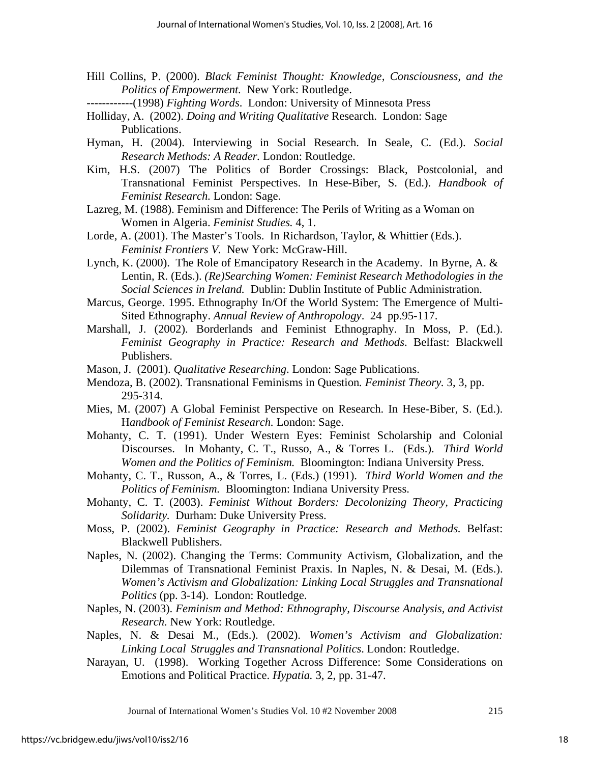Hill Collins, P. (2000). *Black Feminist Thought: Knowledge, Consciousness, and the Politics of Empowerment.* New York: Routledge.

------------(1998) *Fighting Words*. London: University of Minnesota Press

Holliday, A. (2002). *Doing and Writing Qualitative* Research. London: Sage Publications.

Hyman, H. (2004). Interviewing in Social Research. In Seale, C. (Ed.). *Social Research Methods: A Reader.* London: Routledge.

Kim, H.S. (2007) The Politics of Border Crossings: Black, Postcolonial, and Transnational Feminist Perspectives. In Hese-Biber, S. (Ed.). *Handbook of Feminist Research.* London: Sage.

Lazreg, M. (1988). Feminism and Difference: The Perils of Writing as a Woman on Women in Algeria. *Feminist Studies.* 4, 1.

Lorde, A. (2001). The Master's Tools. In Richardson, Taylor, & Whittier (Eds.). *Feminist Frontiers V.* New York: McGraw-Hill.

Lynch, K. (2000). The Role of Emancipatory Research in the Academy. In Byrne, A. & Lentin, R. (Eds.). *(Re)Searching Women: Feminist Research Methodologies in the Social Sciences in Ireland.* Dublin: Dublin Institute of Public Administration.

Marcus, George. 1995. Ethnography In/Of the World System: The Emergence of Multi-Sited Ethnography. *Annual Review of Anthropology*. 24 pp.95-117.

Marshall, J. (2002). Borderlands and Feminist Ethnography. In Moss, P. (Ed.). *Feminist Geography in Practice: Research and Methods*. Belfast: Blackwell Publishers.

Mason, J. (2001). *Qualitative Researching*. London: Sage Publications.

Mendoza, B. (2002). Transnational Feminisms in Question*. Feminist Theory.* 3, 3, pp. 295-314.

Mies, M. (2007) A Global Feminist Perspective on Research. In Hese-Biber, S. (Ed.). H*andbook of Feminist Research.* London: Sage.

Mohanty, C. T. (1991). Under Western Eyes: Feminist Scholarship and Colonial Discourses. In Mohanty, C. T., Russo, A., & Torres L. (Eds.). *Third World Women and the Politics of Feminism.* Bloomington: Indiana University Press.

Mohanty, C. T., Russon, A., & Torres, L. (Eds.) (1991). *Third World Women and the Politics of Feminism.* Bloomington: Indiana University Press.

Mohanty, C. T. (2003). *Feminist Without Borders: Decolonizing Theory, Practicing Solidarity.* Durham: Duke University Press.

Moss, P. (2002). *Feminist Geography in Practice: Research and Methods.* Belfast: Blackwell Publishers.

Naples, N. (2002). Changing the Terms: Community Activism, Globalization, and the Dilemmas of Transnational Feminist Praxis. In Naples, N. & Desai, M. (Eds.). *Women's Activism and Globalization: Linking Local Struggles and Transnational Politics* (pp. 3-14). London: Routledge.

Naples, N. (2003). *Feminism and Method: Ethnography, Discourse Analysis, and Activist Research.* New York: Routledge.

Naples, N. & Desai M., (Eds.). (2002). *Women's Activism and Globalization: Linking Local Struggles and Transnational Politics*. London: Routledge.

Narayan, U. (1998). Working Together Across Difference: Some Considerations on Emotions and Political Practice. *Hypatia.* 3, 2, pp. 31-47.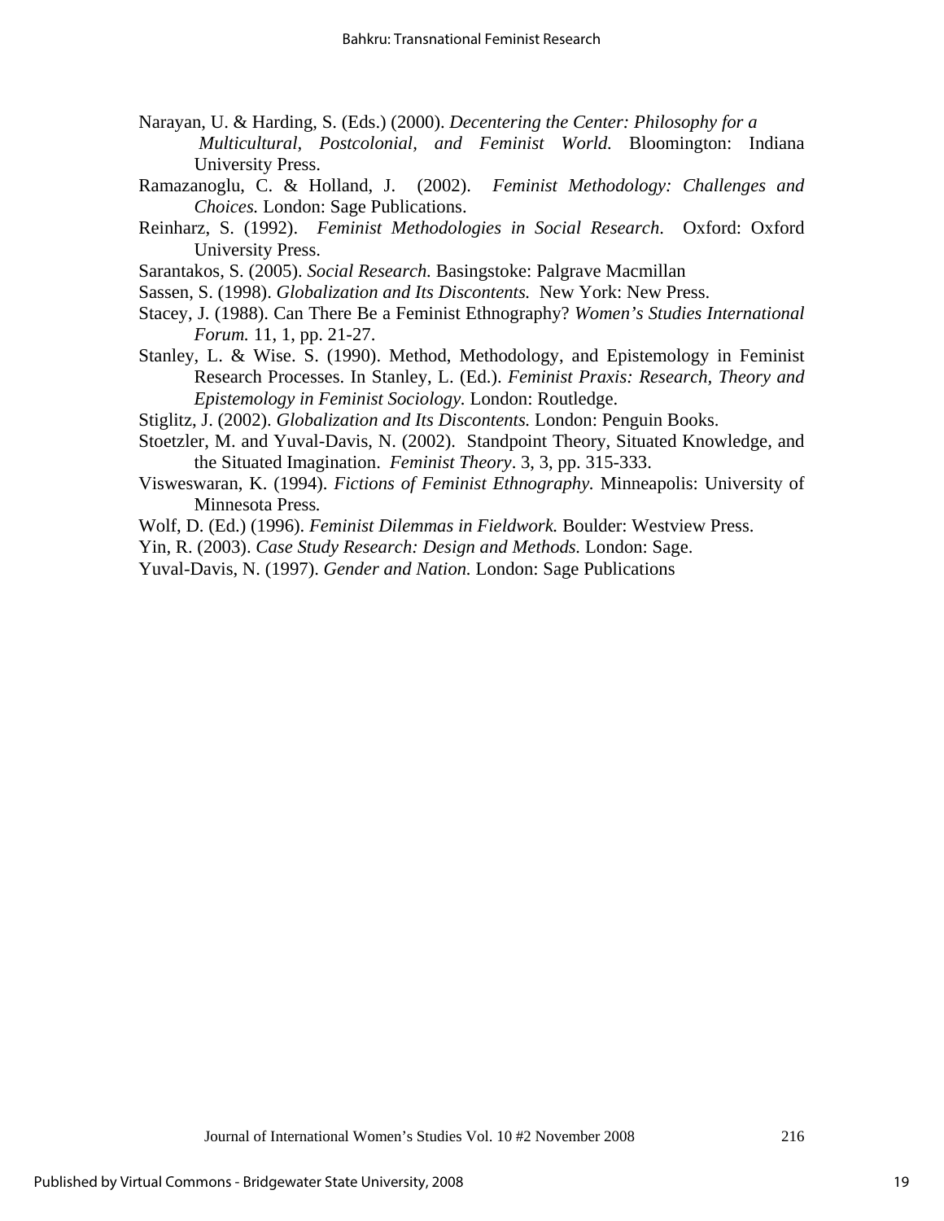Narayan, U. & Harding, S. (Eds.) (2000). *Decentering the Center: Philosophy for a Multicultural, Postcolonial, and Feminist World.* Bloomington: Indiana University Press.

Ramazanoglu, C. & Holland, J. (2002). *Feminist Methodology: Challenges and Choices.* London: Sage Publications.

Reinharz, S. (1992). *Feminist Methodologies in Social Research*. Oxford: Oxford University Press.

Sarantakos, S. (2005). *Social Research.* Basingstoke: Palgrave Macmillan

Sassen, S. (1998). *Globalization and Its Discontents.* New York: New Press.

Stacey, J. (1988). Can There Be a Feminist Ethnography? *Women's Studies International Forum.* 11, 1, pp. 21-27.

Stanley, L. & Wise. S. (1990). Method, Methodology, and Epistemology in Feminist Research Processes. In Stanley, L. (Ed.). *Feminist Praxis: Research, Theory and Epistemology in Feminist Sociology.* London: Routledge.

Stiglitz, J. (2002). *Globalization and Its Discontents.* London: Penguin Books.

Stoetzler, M. and Yuval-Davis, N. (2002). Standpoint Theory, Situated Knowledge, and the Situated Imagination. *Feminist Theory*. 3, 3, pp. 315-333.

Visweswaran, K. (1994). *Fictions of Feminist Ethnography.* Minneapolis: University of Minnesota Press.

Wolf, D. (Ed.) (1996). *Feminist Dilemmas in Fieldwork.* Boulder: Westview Press.

Yin, R. (2003). *Case Study Research: Design and Methods.* London: Sage.

Yuval-Davis, N. (1997). *Gender and Nation.* London: Sage Publications